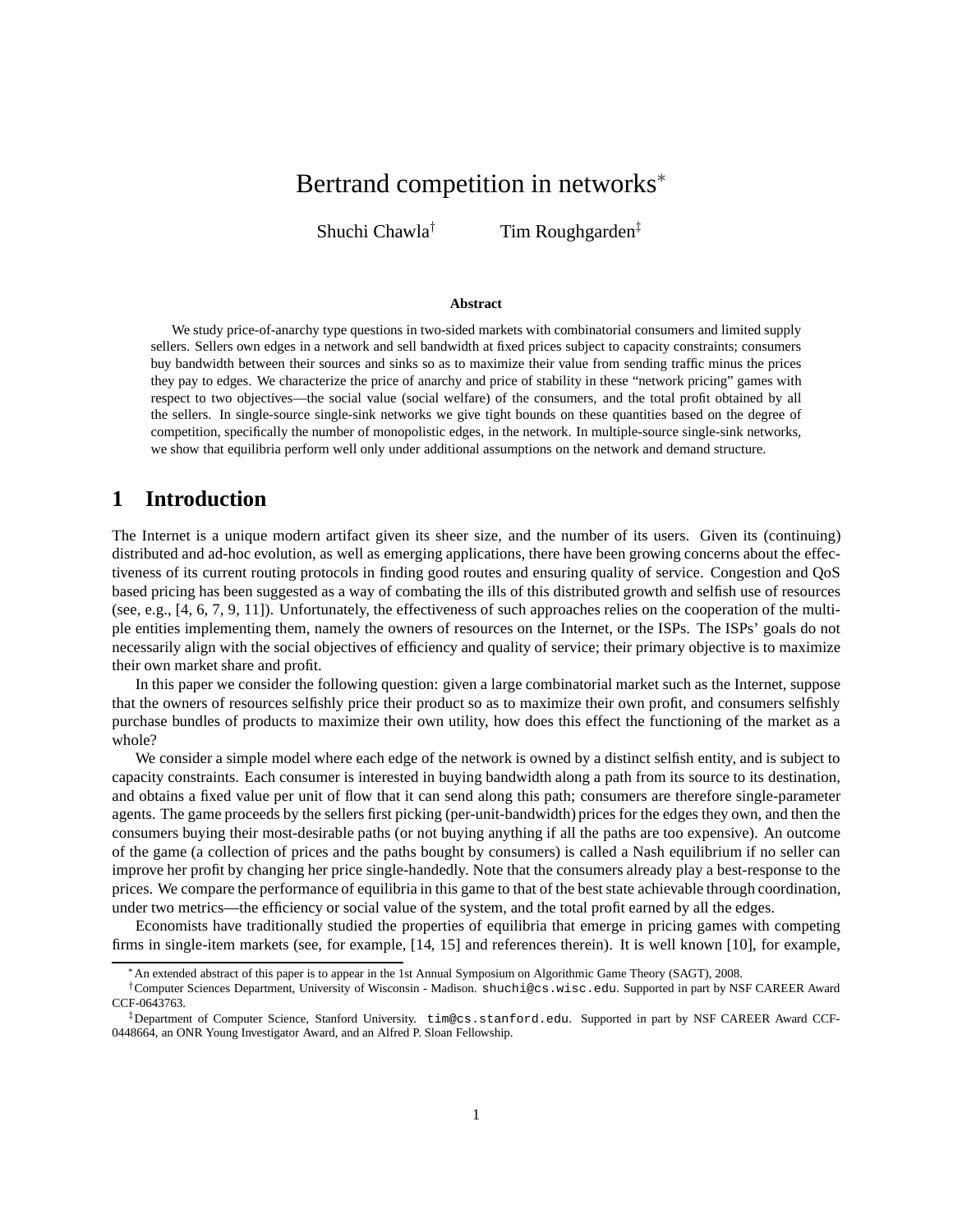# Bertrand competition in networks*

Shuchi Chawla[†] Tim Roughgarden[‡]

**Abstract**

We study price-of-anarchy type questions in two-sided markets with combinatorial consumers and limited supply sellers. Sellers own edges in a network and sell bandwidth at fixed prices subject to capacity constraints; consumers buy bandwidth between their sources and sinks so as to maximize their value from sending traffic minus the prices they pay to edges. We characterize the price of anarchy and price of stability in these "network pricing" games with respect to two objectives—the social value (social welfare) of the consumers, and the total profit obtained by all the sellers. In single-source single-sink networks we give tight bounds on these quantities based on the degree of competition, specifically the number of monopolistic edges, in the network. In multiple-source single-sink networks, we show that equilibria perform well only under additional assumptions on the network and demand structure.

## 1 Introduction

The Internet is a unique modern artifact given its sheer size, and the number of its users. Given its (continuing) distributed and ad-hoc evolution, as well as emerging applications, there have been growing concerns about the effectiveness of its current routing protocols in finding good routes and ensuring quality of service. Congestion and QoS based pricing has been suggested as a way of combating the ills of this distributed growth and selfish use of resources (see, e.g., [4, 6, 7, 9, 11]). Unfortunately, the effectiveness of such approaches relies on the cooperation of the multiple entities implementing them, namely the owners of resources on the Internet, or the ISPs. The ISPs' goals do not necessarily align with the social objectives of efficiency and quality of service; their primary objective is to maximize their own market share and profit.

In this paper we consider the following question: given a large combinatorial market such as the Internet, suppose that the owners of resources selfishly price their product so as to maximize their own profit, and consumers selfishly purchase bundles of products to maximize their own utility, how does this effect the functioning of the market as a whole?

We consider a simple model where each edge of the network is owned by a distinct selfish entity, and is subject to capacity constraints. Each consumer is interested in buying bandwidth along a path from its source to its destination, and obtains a fixed value per unit of flow that it can send along this path; consumers are therefore single-parameter agents. The game proceeds by the sellers first picking (per-unit-bandwidth) prices for the edges they own, and then the consumers buying their most-desirable paths (or not buying anything if all the paths are too expensive). An outcome of the game (a collection of prices and the paths bought by consumers) is called a Nash equilibrium if no seller can improve her profit by changing her price single-handedly. Note that the consumers already play a best-response to the prices. We compare the performance of equilibria in this game to that of the best state achievable through coordination, under two metrics—the efficiency or social value of the system, and the total profit earned by all the edges.

Economists have traditionally studied the properties of equilibria that emerge in pricing games with competing firms in single-item markets (see, for example, [14, 15] and references therein). It is well known [10], for example,

*An extended abstract of this paper is to appear in the 1st Annual Symposium on Algorithmic Game Theory (SAGT), 2008.

†Computer Sciences Department, University of Wisconsin - Madison. shuchi@cs.wisc.edu. Supported in part by NSF CAREER Award CCF-0643763.

‡Department of Computer Science, Stanford University. tim@cs.stanford.edu. Supported in part by NSF CAREER Award CCF-0448664, an ONR Young Investigator Award, and an Alfred P. Sloan Fellowship.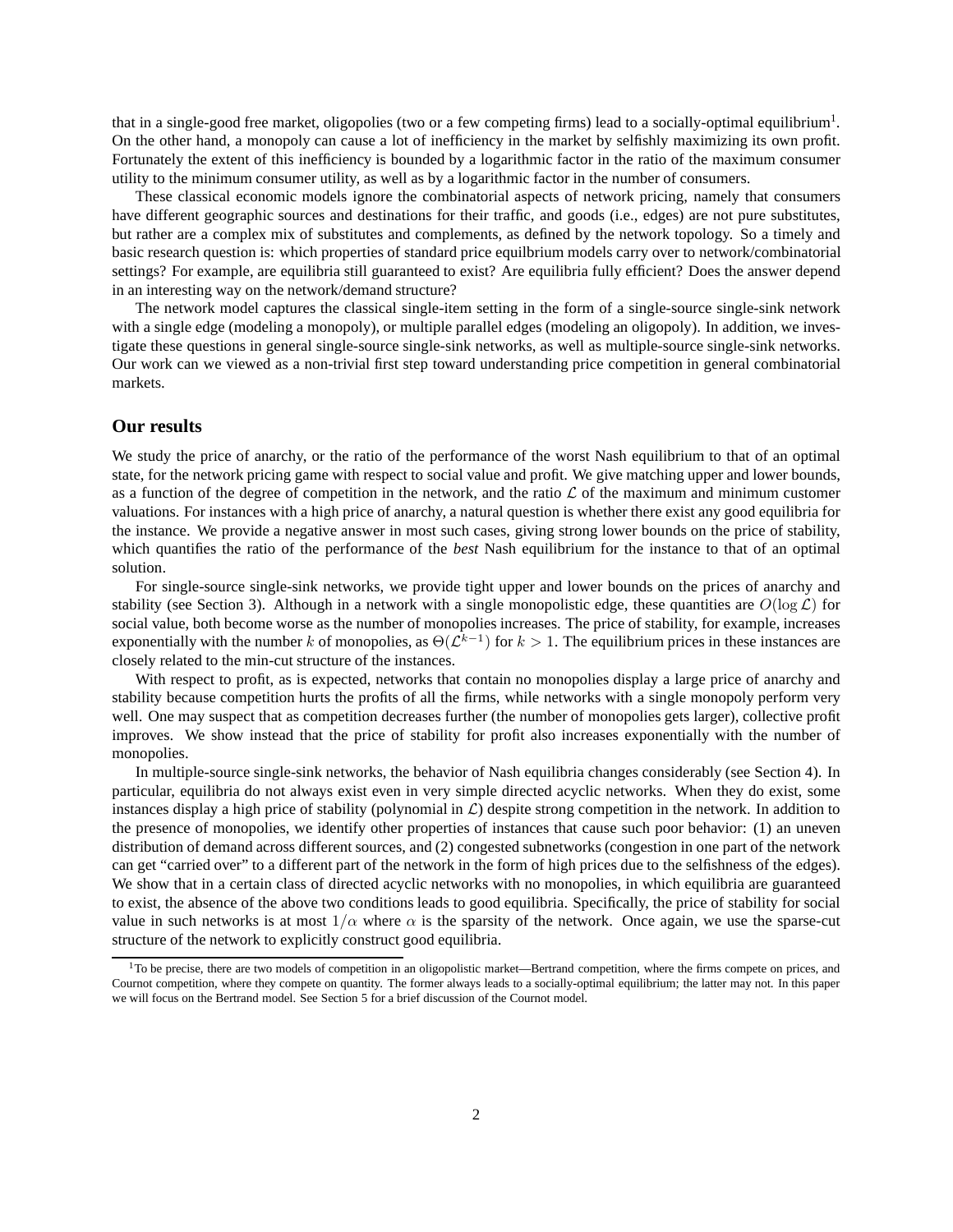that in a single-good free market, oligopolies (two or a few competing firms) lead to a socially-optimal equilibrium[1]. On the other hand, a monopoly can cause a lot of inefficiency in the market by selfishly maximizing its own profit. Fortunately the extent of this inefficiency is bounded by a logarithmic factor in the ratio of the maximum consumer utility to the minimum consumer utility, as well as by a logarithmic factor in the number of consumers.

These classical economic models ignore the combinatorial aspects of network pricing, namely that consumers have different geographic sources and destinations for their traffic, and goods (i.e., edges) are not pure substitutes, but rather are a complex mix of substitutes and complements, as defined by the network topology. So a timely and basic research question is: which properties of standard price equilbrium models carry over to network/combinatorial settings? For example, are equilibria still guaranteed to exist? Are equilibria fully efficient? Does the answer depend in an interesting way on the network/demand structure?

The network model captures the classical single-item setting in the form of a single-source single-sink network with a single edge (modeling a monopoly), or multiple parallel edges (modeling an oligopoly). In addition, we investigate these questions in general single-source single-sink networks, as well as multiple-source single-sink networks. Our work can we viewed as a non-trivial first step toward understanding price competition in general combinatorial markets.

## Our results

We study the price of anarchy, or the ratio of the performance of the worst Nash equilibrium to that of an optimal state, for the network pricing game with respect to social value and profit. We give matching upper and lower bounds, as a function of the degree of competition in the network, and the ratio $\mathcal{L}$ of the maximum and minimum customer valuations. For instances with a high price of anarchy, a natural question is whether there exist any good equilibria for the instance. We provide a negative answer in most such cases, giving strong lower bounds on the price of stability, which quantifies the ratio of the performance of the *best* Nash equilibrium for the instance to that of an optimal solution.

For single-source single-sink networks, we provide tight upper and lower bounds on the prices of anarchy and stability (see Section 3). Although in a network with a single monopolistic edge, these quantities are $O(\log \mathcal{L})$ for social value, both become worse as the number of monopolies increases. The price of stability, for example, increases exponentially with the number $k$ of monopolies, as $\Theta(\mathcal{L}^{k-1})$ for $k > 1$. The equilibrium prices in these instances are closely related to the min-cut structure of the instances.

With respect to profit, as is expected, networks that contain no monopolies display a large price of anarchy and stability because competition hurts the profits of all the firms, while networks with a single monopoly perform very well. One may suspect that as competition decreases further (the number of monopolies gets larger), collective profit improves. We show instead that the price of stability for profit also increases exponentially with the number of monopolies.

In multiple-source single-sink networks, the behavior of Nash equilibria changes considerably (see Section 4). In particular, equilibria do not always exist even in very simple directed acyclic networks. When they do exist, some instances display a high price of stability (polynomial in $\mathcal{L}$) despite strong competition in the network. In addition to the presence of monopolies, we identify other properties of instances that cause such poor behavior: (1) an uneven distribution of demand across different sources, and (2) congested subnetworks (congestion in one part of the network can get "carried over" to a different part of the network in the form of high prices due to the selfishness of the edges). We show that in a certain class of directed acyclic networks with no monopolies, in which equilibria are guaranteed to exist, the absence of the above two conditions leads to good equilibria. Specifically, the price of stability for social value in such networks is at most $1/\alpha$ where $\alpha$ is the sparsity of the network. Once again, we use the sparse-cut structure of the network to explicitly construct good equilibria.

[1] To be precise, there are two models of competition in an oligopolistic market—Bertrand competition, where the firms compete on prices, and Cournot competition, where they compete on quantity. The former always leads to a socially-optimal equilibrium; the latter may not. In this paper we will focus on the Bertrand model. See Section 5 for a brief discussion of the Cournot model.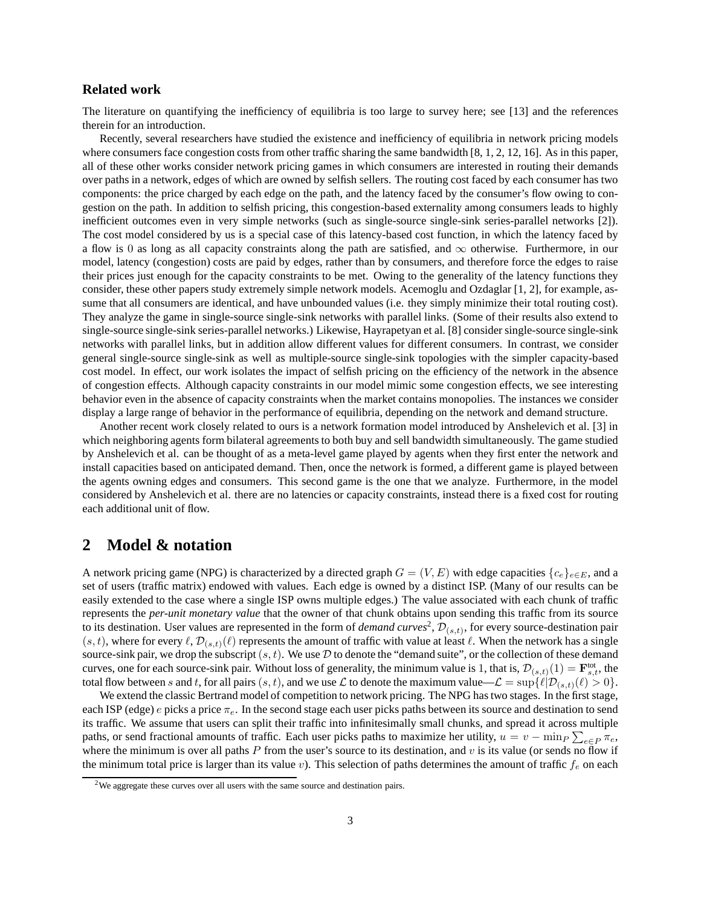### Related work

The literature on quantifying the inefficiency of equilibria is too large to survey here; see [13] and the references therein for an introduction.

Recently, several researchers have studied the existence and inefficiency of equilibria in network pricing models where consumers face congestion costs from other traffic sharing the same bandwidth [8, 1, 2, 12, 16]. As in this paper, all of these other works consider network pricing games in which consumers are interested in routing their demands over paths in a network, edges of which are owned by selfish sellers. The routing cost faced by each consumer has two components: the price charged by each edge on the path, and the latency faced by the consumer's flow owing to congestion on the path. In addition to selfish pricing, this congestion-based externality among consumers leads to highly inefficient outcomes even in very simple networks (such as single-source single-sink series-parallel networks [2]). The cost model considered by us is a special case of this latency-based cost function, in which the latency faced by a flow is $0$ as long as all capacity constraints along the path are satisfied, and $\infty$ otherwise. Furthermore, in our model, latency (congestion) costs are paid by edges, rather than by consumers, and therefore force the edges to raise their prices just enough for the capacity constraints to be met. Owing to the generality of the latency functions they consider, these other papers study extremely simple network models. Acemoglu and Ozdaglar [1, 2], for example, assume that all consumers are identical, and have unbounded values (i.e. they simply minimize their total routing cost). They analyze the game in single-source single-sink networks with parallel links. (Some of their results also extend to single-source single-sink series-parallel networks.) Likewise, Hayrapetyan et al. [8] consider single-source single-sink networks with parallel links, but in addition allow different values for different consumers. In contrast, we consider general single-source single-sink as well as multiple-source single-sink topologies with the simpler capacity-based cost model. In effect, our work isolates the impact of selfish pricing on the efficiency of the network in the absence of congestion effects. Although capacity constraints in our model mimic some congestion effects, we see interesting behavior even in the absence of capacity constraints when the market contains monopolies. The instances we consider display a large range of behavior in the performance of equilibria, depending on the network and demand structure.

Another recent work closely related to ours is a network formation model introduced by Anshelevich et al. [3] in which neighboring agents form bilateral agreements to both buy and sell bandwidth simultaneously. The game studied by Anshelevich et al. can be thought of as a meta-level game played by agents when they first enter the network and install capacities based on anticipated demand. Then, once the network is formed, a different game is played between the agents owning edges and consumers. This second game is the one that we analyze. Furthermore, in the model considered by Anshelevich et al. there are no latencies or capacity constraints, instead there is a fixed cost for routing each additional unit of flow.

## 2 Model & notation

A network pricing game (NPG) is characterized by a directed graph $G = (V, E)$ with edge capacities $\{c_e\}_{e \in E}$, and a set of users (traffic matrix) endowed with values. Each edge is owned by a distinct ISP. (Many of our results can be easily extended to the case where a single ISP owns multiple edges.) The value associated with each chunk of traffic represents the *per-unit monetary value* that the owner of that chunk obtains upon sending this traffic from its source to its destination. User values are represented in the form of *demand curves*[2], $\mathcal{D}_{(s,t)}$, for every source-destination pair $(s,t)$, where for every $\ell$, $\mathcal{D}_{(s,t)}(\ell)$ represents the amount of traffic with value at least $\ell$. When the network has a single source-sink pair, we drop the subscript $(s,t)$. We use $\mathcal{D}$ to denote the "demand suite", or the collection of these demand curves, one for each source-sink pair. Without loss of generality, the minimum value is 1, that is, $\mathcal{D}_{(s,t)}(1) = \mathbf{F}^{\text{tot}}_{s,t}$, the total flow between $s$ and $t$, for all pairs $(s,t)$, and we use $\mathcal{L}$ to denote the maximum value—$\mathcal{L} = \sup\{\ell | \mathcal{D}_{(s,t)}(\ell) > 0\}$.

We extend the classic Bertrand model of competition to network pricing. The NPG has two stages. In the first stage, each ISP (edge) $e$ picks a price $\pi_e$. In the second stage each user picks paths between its source and destination to send its traffic. We assume that users can split their traffic into infinitesimally small chunks, and spread it across multiple paths, or send fractional amounts of traffic. Each user picks paths to maximize her utility, $u = v - \min_P \sum_{e \in P} \pi_e$, where the minimum is over all paths $P$ from the user's source to its destination, and $v$ is its value (or sends no flow if the minimum total price is larger than its value $v$). This selection of paths determines the amount of traffic $f_e$ on each

[2] We aggregate these curves over all users with the same source and destination pairs.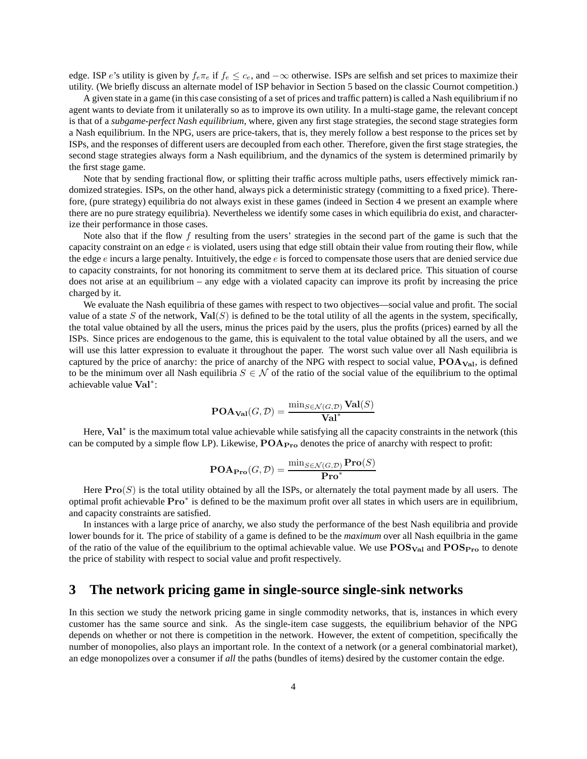edge. ISP $e$'s utility is given by $f_e \pi_e$ if $f_e \leq c_e$, and $-\infty$ otherwise. ISPs are selfish and set prices to maximize their utility. (We briefly discuss an alternate model of ISP behavior in Section 5 based on the classic Cournot competition.)

A given state in a game (in this case consisting of a set of prices and traffic pattern) is called a Nash equilibrium if no agent wants to deviate from it unilaterally so as to improve its own utility. In a multi-stage game, the relevant concept is that of a *subgame-perfect Nash equilibrium*, where, given any first stage strategies, the second stage strategies form a Nash equilibrium. In the NPG, users are price-takers, that is, they merely follow a best response to the prices set by ISPs, and the responses of different users are decoupled from each other. Therefore, given the first stage strategies, the second stage strategies always form a Nash equilibrium, and the dynamics of the system is determined primarily by the first stage game.

Note that by sending fractional flow, or splitting their traffic across multiple paths, users effectively mimick randomized strategies. ISPs, on the other hand, always pick a deterministic strategy (committing to a fixed price). Therefore, (pure strategy) equilibria do not always exist in these games (indeed in Section 4 we present an example where there are no pure strategy equilibria). Nevertheless we identify some cases in which equilibria do exist, and characterize their performance in those cases.

Note also that if the flow $f$ resulting from the users' strategies in the second part of the game is such that the capacity constraint on an edge $e$ is violated, users using that edge still obtain their value from routing their flow, while the edge $e$ incurs a large penalty. Intuitively, the edge $e$ is forced to compensate those users that are denied service due to capacity constraints, for not honoring its commitment to serve them at its declared price. This situation of course does not arise at an equilibrium – any edge with a violated capacity can improve its profit by increasing the price charged by it.

We evaluate the Nash equilibria of these games with respect to two objectives—social value and profit. The social value of a state $S$ of the network, $\mathbf{Val}(S)$ is defined to be the total utility of all the agents in the system, specifically, the total value obtained by all the users, minus the prices paid by the users, plus the profits (prices) earned by all the ISPs. Since prices are endogenous to the game, this is equivalent to the total value obtained by all the users, and we will use this latter expression to evaluate it throughout the paper. The worst such value over all Nash equilibria is captured by the price of anarchy: the price of anarchy of the NPG with respect to social value, $\mathbf{POA_{Val}}$, is defined to be the minimum over all Nash equilibria $S \in \mathcal{N}$ of the ratio of the social value of the equilibrium to the optimal achievable value $\mathbf{Val}^*$:

$$\mathbf{POA_{Val}}(G, \mathcal{D}) = \frac{\min_{S \in \mathcal{N}(G,\mathcal{D})} \mathbf{Val}(S)}{\mathbf{Val}^*}$$

Here, $\mathbf{Val}^*$ is the maximum total value achievable while satisfying all the capacity constraints in the network (this can be computed by a simple flow LP). Likewise, $\mathbf{POA_{Pro}}$ denotes the price of anarchy with respect to profit:

$$\mathbf{POA_{Pro}}(G, \mathcal{D}) = \frac{\min_{S \in \mathcal{N}(G,\mathcal{D})} \mathbf{Pro}(S)}{\mathbf{Pro}^*}$$

Here $\mathbf{Pro}(S)$ is the total utility obtained by all the ISPs, or alternately the total payment made by all users. The optimal profit achievable $\mathbf{Pro}^*$ is defined to be the maximum profit over all states in which users are in equilibrium, and capacity constraints are satisfied.

In instances with a large price of anarchy, we also study the performance of the best Nash equilibria and provide lower bounds for it. The price of stability of a game is defined to be the *maximum* over all Nash equilbria in the game of the ratio of the value of the equilibrium to the optimal achievable value. We use $\mathbf{POS_{Val}}$ and $\mathbf{POS_{Pro}}$ to denote the price of stability with respect to social value and profit respectively.

# 3 The network pricing game in single-source single-sink networks

In this section we study the network pricing game in single commodity networks, that is, instances in which every customer has the same source and sink. As the single-item case suggests, the equilibrium behavior of the NPG depends on whether or not there is competition in the network. However, the extent of competition, specifically the number of monopolies, also plays an important role. In the context of a network (or a general combinatorial market), an edge monopolizes over a consumer if *all* the paths (bundles of items) desired by the customer contain the edge.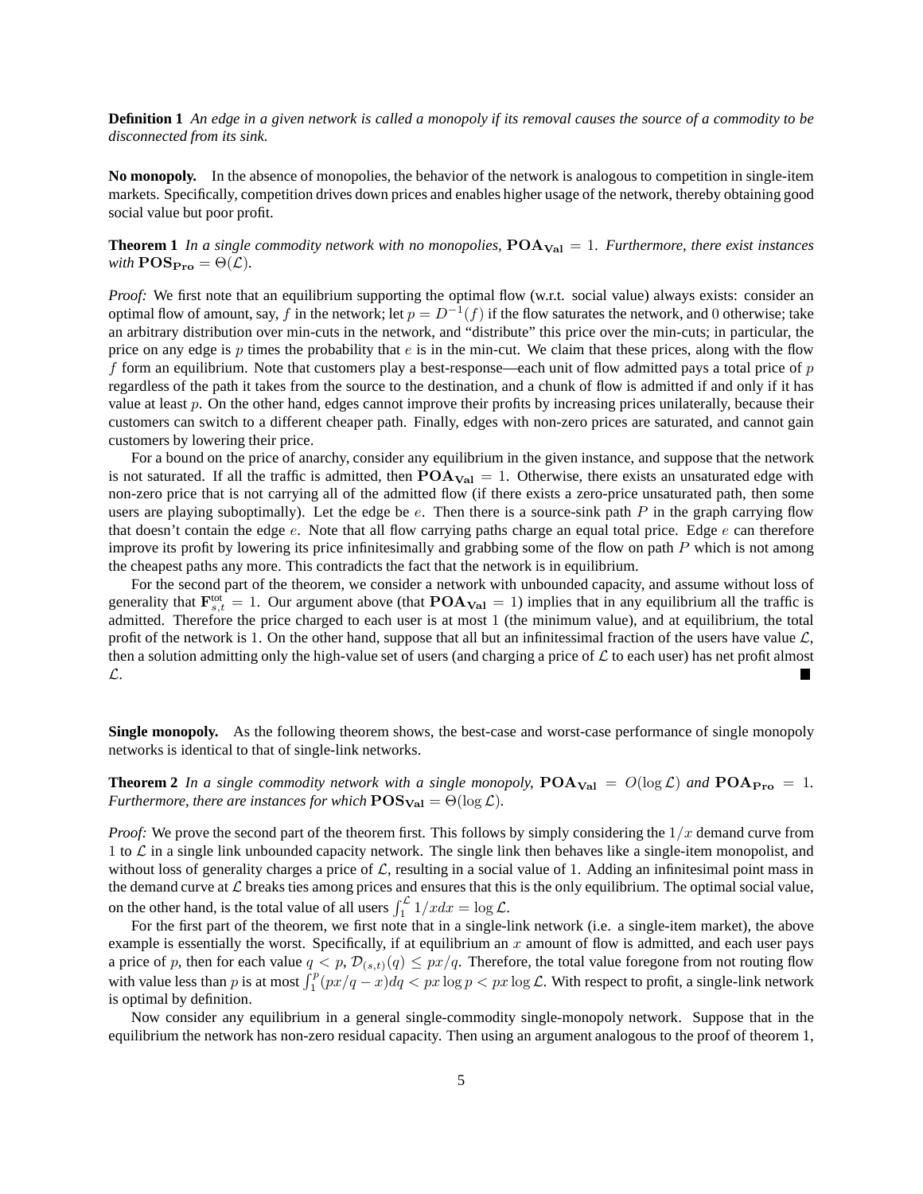**Definition 1** *An edge in a given network is called a monopoly if its removal causes the source of a commodity to be disconnected from its sink.*

**No monopoly.** In the absence of monopolies, the behavior of the network is analogous to competition in single-item markets. Specifically, competition drives down prices and enables higher usage of the network, thereby obtaining good social value but poor profit.

**Theorem 1** *In a single commodity network with no monopolies,* $\mathbf{POA_{Val}} = 1$*. Furthermore, there exist instances with* $\mathbf{POS_{Pro}} = \Theta(\mathcal{L})$*.*

*Proof:* We first note that an equilibrium supporting the optimal flow (w.r.t. social value) always exists: consider an optimal flow of amount, say, $f$ in the network; let $p = D^{-1}(f)$ if the flow saturates the network, and $0$ otherwise; take an arbitrary distribution over min-cuts in the network, and "distribute" this price over the min-cuts; in particular, the price on any edge is $p$ times the probability that $e$ is in the min-cut. We claim that these prices, along with the flow $f$ form an equilibrium. Note that customers play a best-response—each unit of flow admitted pays a total price of $p$ regardless of the path it takes from the source to the destination, and a chunk of flow is admitted if and only if it has value at least $p$. On the other hand, edges cannot improve their profits by increasing prices unilaterally, because their customers can switch to a different cheaper path. Finally, edges with non-zero prices are saturated, and cannot gain customers by lowering their price.

For a bound on the price of anarchy, consider any equilibrium in the given instance, and suppose that the network is not saturated. If all the traffic is admitted, then $\mathbf{POA_{Val}} = 1$. Otherwise, there exists an unsaturated edge with non-zero price that is not carrying all of the admitted flow (if there exists a zero-price unsaturated path, then some users are playing suboptimally). Let the edge be $e$. Then there is a source-sink path $P$ in the graph carrying flow that doesn't contain the edge $e$. Note that all flow carrying paths charge an equal total price. Edge $e$ can therefore improve its profit by lowering its price infinitesimally and grabbing some of the flow on path $P$ which is not among the cheapest paths any more. This contradicts the fact that the network is in equilibrium.

For the second part of the theorem, we consider a network with unbounded capacity, and assume without loss of generality that $\mathbf{F}^{\text{tot}}_{s,t} = 1$. Our argument above (that $\mathbf{POA_{Val}} = 1$) implies that in any equilibrium all the traffic is admitted. Therefore the price charged to each user is at most 1 (the minimum value), and at equilibrium, the total profit of the network is 1. On the other hand, suppose that all but an infinitessimal fraction of the users have value $\mathcal{L}$, then a solution admitting only the high-value set of users (and charging a price of $\mathcal{L}$ to each user) has net profit almost $\mathcal{L}$. ■

**Single monopoly.** As the following theorem shows, the best-case and worst-case performance of single monopoly networks is identical to that of single-link networks.

**Theorem 2** *In a single commodity network with a single monopoly,* $\mathbf{POA_{Val}} = O(\log \mathcal{L})$ *and* $\mathbf{POA_{Pro}} = 1$*. Furthermore, there are instances for which* $\mathbf{POS_{Val}} = \Theta(\log \mathcal{L})$*.*

*Proof:* We prove the second part of the theorem first. This follows by simply considering the $1/x$ demand curve from 1 to $\mathcal{L}$ in a single link unbounded capacity network. The single link then behaves like a single-item monopolist, and without loss of generality charges a price of $\mathcal{L}$, resulting in a social value of 1. Adding an infinitesimal point mass in the demand curve at $\mathcal{L}$ breaks ties among prices and ensures that this is the only equilibrium. The optimal social value, on the other hand, is the total value of all users $\int_1^{\mathcal{L}} 1/x dx = \log \mathcal{L}$.

For the first part of the theorem, we first note that in a single-link network (i.e. a single-item market), the above example is essentially the worst. Specifically, if at equilibrium an $x$ amount of flow is admitted, and each user pays a price of $p$, then for each value $q < p$, $\mathcal{D}_{(s,t)}(q) \leq px/q$. Therefore, the total value foregone from not routing flow with value less than $p$ is at most $\int_1^p (px/q - x)dq < px \log p < px \log \mathcal{L}$. With respect to profit, a single-link network is optimal by definition.

Now consider any equilibrium in a general single-commodity single-monopoly network. Suppose that in the equilibrium the network has non-zero residual capacity. Then using an argument analogous to the proof of theorem 1,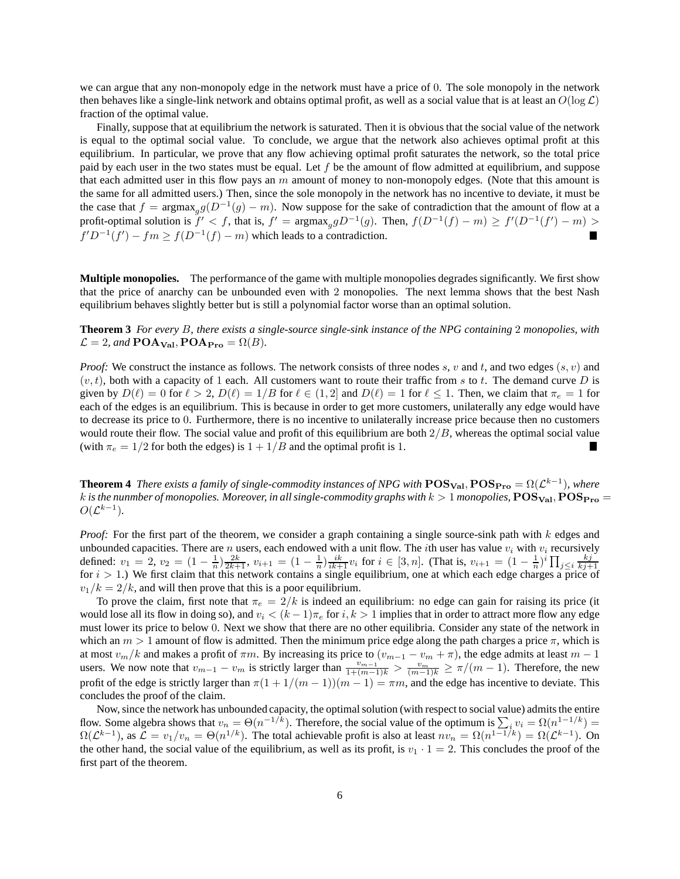we can argue that any non-monopoly edge in the network must have a price of 0. The sole monopoly in the network then behaves like a single-link network and obtains optimal profit, as well as a social value that is at least an $O(\log \mathcal{L})$ fraction of the optimal value.

Finally, suppose that at equilibrium the network is saturated. Then it is obvious that the social value of the network is equal to the optimal social value. To conclude, we argue that the network also achieves optimal profit at this equilibrium. In particular, we prove that any flow achieving optimal profit saturates the network, so the total price paid by each user in the two states must be equal. Let $f$ be the amount of flow admitted at equilibrium, and suppose that each admitted user in this flow pays an $m$ amount of money to non-monopoly edges. (Note that this amount is the same for all admitted users.) Then, since the sole monopoly in the network has no incentive to deviate, it must be the case that $f = \text{argmax}_g g(D^{-1}(g) - m)$. Now suppose for the sake of contradiction that the amount of flow at a profit-optimal solution is $f' < f$, that is, $f' = \text{argmax}_g gD^{-1}(g)$. Then, $f(D^{-1}(f) - m) \geq f'(D^{-1}(f') - m) > f'D^{-1}(f') - fm \geq f(D^{-1}(f) - m)$ which leads to a contradiction. ■

**Multiple monopolies.** The performance of the game with multiple monopolies degrades significantly. We first show that the price of anarchy can be unbounded even with 2 monopolies. The next lemma shows that the best Nash equilibrium behaves slightly better but is still a polynomial factor worse than an optimal solution.

**Theorem 3** *For every $B$, there exists a single-source single-sink instance of the NPG containing 2 monopolies, with $\mathcal{L} = 2$, and $\mathbf{POA_{Val}}, \mathbf{POA_{Pro}} = \Omega(B)$.*

*Proof:* We construct the instance as follows. The network consists of three nodes $s$, $v$ and $t$, and two edges $(s, v)$ and $(v, t)$, both with a capacity of 1 each. All customers want to route their traffic from $s$ to $t$. The demand curve $D$ is given by $D(\ell) = 0$ for $\ell > 2$, $D(\ell) = 1/B$ for $\ell \in (1, 2]$ and $D(\ell) = 1$ for $\ell \leq 1$. Then, we claim that $\pi_e = 1$ for each of the edges is an equilibrium. This is because in order to get more customers, unilaterally any edge would have to decrease its price to 0. Furthermore, there is no incentive to unilaterally increase price because then no customers would route their flow. The social value and profit of this equilibrium are both $2/B$, whereas the optimal social value (with $\pi_e = 1/2$ for both the edges) is $1 + 1/B$ and the optimal profit is 1. ■

**Theorem 4** *There exists a family of single-commodity instances of NPG with $\mathbf{POS_{Val}}, \mathbf{POS_{Pro}} = \Omega(\mathcal{L}^{k-1})$, where $k$ is the nunmber of monopolies. Moreover, in all single-commodity graphs with $k > 1$ monopolies, $\mathbf{POS_{Val}}, \mathbf{POS_{Pro}} = O(\mathcal{L}^{k-1})$.*

*Proof:* For the first part of the theorem, we consider a graph containing a single source-sink path with $k$ edges and unbounded capacities. There are $n$ users, each endowed with a unit flow. The $i$th user has value $v_i$ with $v_i$ recursively defined: $v_1 = 2$, $v_2 = (1 - \frac{1}{n})\frac{2k}{2k+1}$, $v_{i+1} = (1 - \frac{1}{n})\frac{ik}{ik+1}v_i$ for $i \in [3, n]$. (That is, $v_{i+1} = (1 - \frac{1}{n})^i \prod_{j \leq i} \frac{kj}{kj+1}$ for $i > 1$.) We first claim that this network contains a single equilibrium, one at which each edge charges a price of $v_1/k = 2/k$, and will then prove that this is a poor equilibrium.

To prove the claim, first note that $\pi_e = 2/k$ is indeed an equilibrium: no edge can gain for raising its price (it would lose all its flow in doing so), and $v_i < (k-1)\pi_e$ for $i, k > 1$ implies that in order to attract more flow any edge must lower its price to below 0. Next we show that there are no other equilibria. Consider any state of the network in which an $m > 1$ amount of flow is admitted. Then the minimum price edge along the path charges a price $\pi$, which is at most $v_m/k$ and makes a profit of $\pi m$. By increasing its price to $(v_{m-1} - v_m + \pi)$, the edge admits at least $m - 1$ users. We now note that $v_{m-1} - v_m$ is strictly larger than $\frac{v_{m-1}}{1+(m-1)k} > \frac{v_m}{(m-1)k} \geq \pi/(m-1)$. Therefore, the new profit of the edge is strictly larger than $\pi(1 + 1/(m-1))(m-1) = \pi m$, and the edge has incentive to deviate. This concludes the proof of the claim.

Now, since the network has unbounded capacity, the optimal solution (with respect to social value) admits the entire flow. Some algebra shows that $v_n = \Theta(n^{-1/k})$. Therefore, the social value of the optimum is $\sum_i v_i = \Omega(n^{1-1/k}) = \Omega(\mathcal{L}^{k-1})$, as $\mathcal{L} = v_1/v_n = \Theta(n^{1/k})$. The total achievable profit is also at least $nv_n = \Omega(n^{1-1/k}) = \Omega(\mathcal{L}^{k-1})$. On the other hand, the social value of the equilibrium, as well as its profit, is $v_1 \cdot 1 = 2$. This concludes the proof of the first part of the theorem.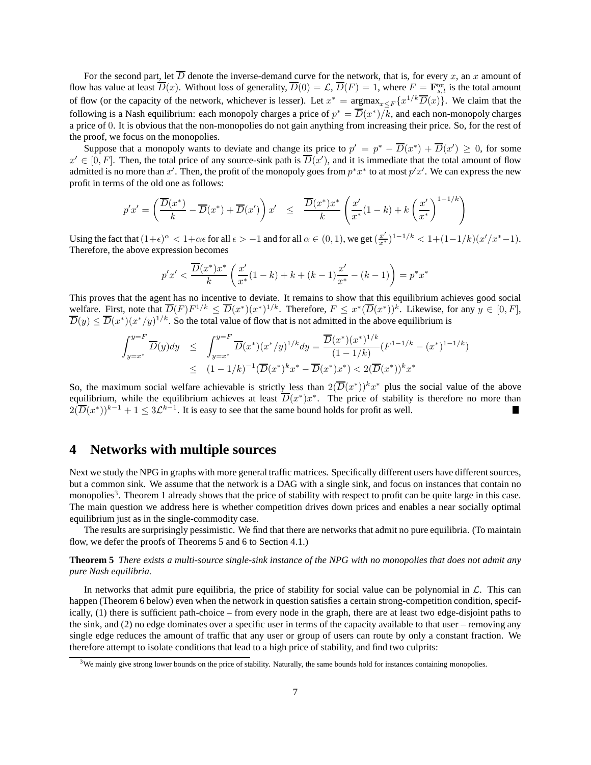For the second part, let $\overline{D}$ denote the inverse-demand curve for the network, that is, for every $x$, an $x$ amount of flow has value at least $\overline{D}(x)$. Without loss of generality, $\overline{D}(0) = \mathcal{L}$, $\overline{D}(F) = 1$, where $F = \mathbf{F}^{\text{tot}}_{s,t}$ is the total amount of flow (or the capacity of the network, whichever is lesser). Let $x^* = \text{argmax}_{x \le F}\{x^{1/k}\overline{D}(x)\}$. We claim that the following is a Nash equilibrium: each monopoly charges a price of $p^* = \overline{D}(x^*)/k$, and each non-monopoly charges a price of 0. It is obvious that the non-monopolies do not gain anything from increasing their price. So, for the rest of the proof, we focus on the monopolies.

Suppose that a monopoly wants to deviate and change its price to $p' = p^* - \overline{D}(x^*) + \overline{D}(x') \ge 0$, for some $x' \in [0, F]$. Then, the total price of any source-sink path is $\overline{D}(x')$, and it is immediate that the total amount of flow admitted is no more than $x'$. Then, the profit of the monopoly goes from $p^*x^*$ to at most $p'x'$. We can express the new profit in terms of the old one as follows:

$$p'x' = \left(\frac{\overline{D}(x^*)}{k} - \overline{D}(x^*) + \overline{D}(x')\right)x' \quad \le \quad \frac{\overline{D}(x^*)x^*}{k}\left(\frac{x'}{x^*}(1-k) + k\left(\frac{x'}{x^*}\right)^{1-1/k}\right)$$

Using the fact that $(1+\epsilon)^\alpha < 1+\alpha\epsilon$ for all $\epsilon > -1$ and for all $\alpha \in (0,1)$, we get $(\frac{x'}{x^*})^{1-1/k} < 1+(1-1/k)(x'/x^*-1)$. Therefore, the above expression becomes

$$p'x' < \frac{\overline{D}(x^*)x^*}{k}\left(\frac{x'}{x^*}(1-k) + k + (k-1)\frac{x'}{x^*} - (k-1)\right) = p^*x^*$$

This proves that the agent has no incentive to deviate. It remains to show that this equilibrium achieves good social welfare. First, note that $\overline{D}(F)F^{1/k} \le \overline{D}(x^*)(x^*)^{1/k}$. Therefore, $F \le x^*(\overline{D}(x^*))^k$. Likewise, for any $y \in [0, F]$, $\overline{D}(y) \le \overline{D}(x^*)(x^*/y)^{1/k}$. So the total value of flow that is not admitted in the above equilibrium is

$$\begin{aligned}
\int_{y=x^*}^{y=F} \overline{D}(y)dy &\le \int_{y=x^*}^{y=F} \overline{D}(x^*)(x^*/y)^{1/k}dy = \frac{\overline{D}(x^*)(x^*)^{1/k}}{(1-1/k)}(F^{1-1/k} - (x^*)^{1-1/k}) \\
&\le (1-1/k)^{-1}(\overline{D}(x^*)^k x^* - \overline{D}(x^*)x^*) < 2(\overline{D}(x^*))^k x^*
\end{aligned}$$

So, the maximum social welfare achievable is strictly less than $2(\overline{D}(x^*))^k x^*$ plus the social value of the above equilibrium, while the equilibrium achieves at least $\overline{D}(x^*)x^*$. The price of stability is therefore no more than $2(\overline{D}(x^*))^{k-1} + 1 \le 3\mathcal{L}^{k-1}$. It is easy to see that the same bound holds for profit as well. ■

# 4 Networks with multiple sources

Next we study the NPG in graphs with more general traffic matrices. Specifically different users have different sources, but a common sink. We assume that the network is a DAG with a single sink, and focus on instances that contain no monopolies[3]. Theorem 1 already shows that the price of stability with respect to profit can be quite large in this case. The main question we address here is whether competition drives down prices and enables a near socially optimal equilibrium just as in the single-commodity case.

The results are surprisingly pessimistic. We find that there are networks that admit no pure equilibria. (To maintain flow, we defer the proofs of Theorems 5 and 6 to Section 4.1.)

**Theorem 5** *There exists a multi-source single-sink instance of the NPG with no monopolies that does not admit any pure Nash equilibria.*

In networks that admit pure equilibria, the price of stability for social value can be polynomial in $\mathcal{L}$. This can happen (Theorem 6 below) even when the network in question satisfies a certain strong-competition condition, specifically, (1) there is sufficient path-choice – from every node in the graph, there are at least two edge-disjoint paths to the sink, and (2) no edge dominates over a specific user in terms of the capacity available to that user – removing any single edge reduces the amount of traffic that any user or group of users can route by only a constant fraction. We therefore attempt to isolate conditions that lead to a high price of stability, and find two culprits:

[3] We mainly give strong lower bounds on the price of stability. Naturally, the same bounds hold for instances containing monopolies.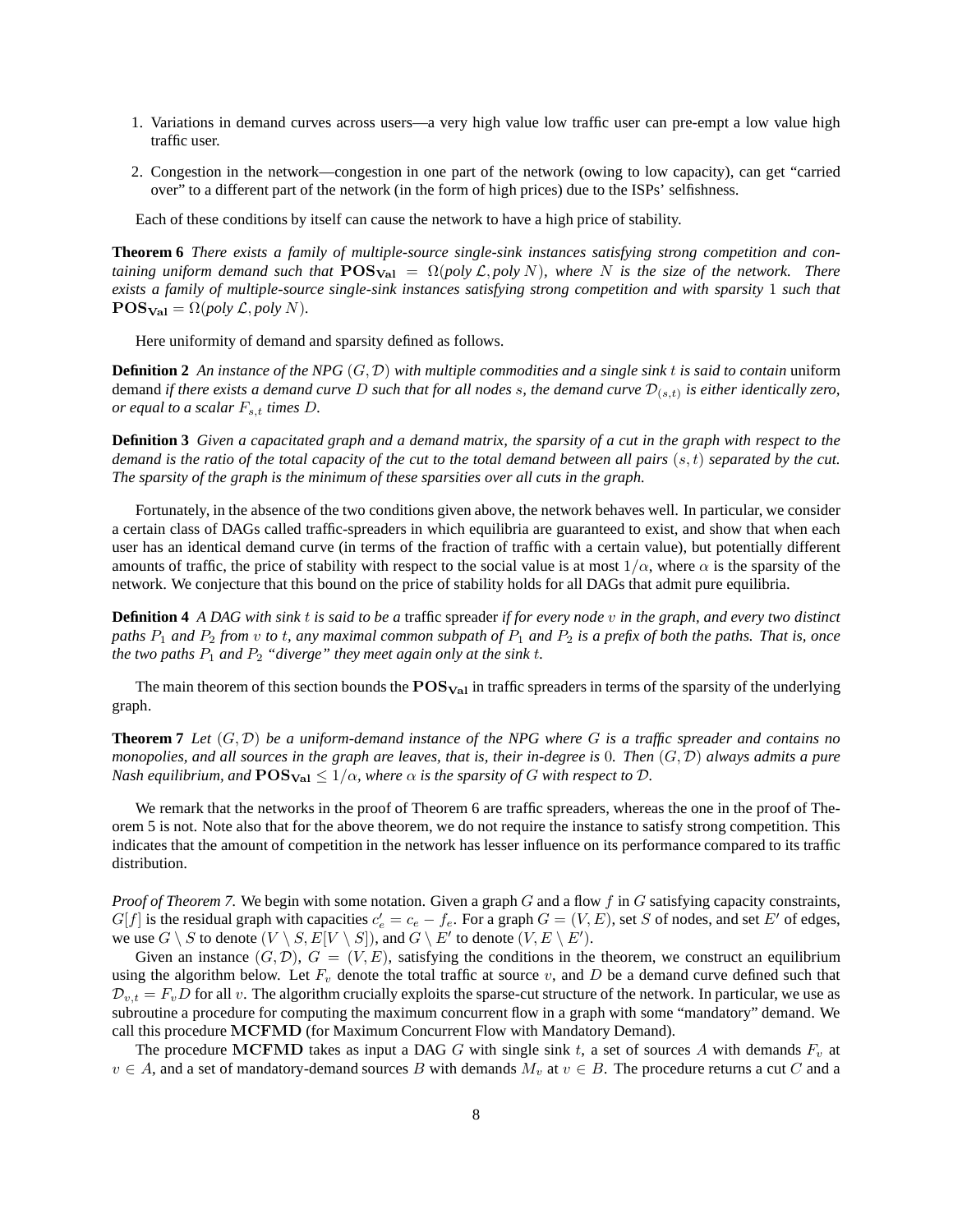1. Variations in demand curves across users—a very high value low traffic user can pre-empt a low value high traffic user.

2. Congestion in the network—congestion in one part of the network (owing to low capacity), can get "carried over" to a different part of the network (in the form of high prices) due to the ISPs' selfishness.

Each of these conditions by itself can cause the network to have a high price of stability.

**Theorem 6** *There exists a family of multiple-source single-sink instances satisfying strong competition and containing uniform demand such that* $\mathbf{POS_{Val}} = \Omega(\textit{poly}\, \mathcal{L}, \textit{poly}\, N)$*, where* $N$ *is the size of the network. There exists a family of multiple-source single-sink instances satisfying strong competition and with sparsity* $1$ *such that* $\mathbf{POS_{Val}} = \Omega(\textit{poly}\, \mathcal{L}, \textit{poly}\, N)$*.*

Here uniformity of demand and sparsity defined as follows.

**Definition 2** *An instance of the NPG* $(G, \mathcal{D})$ *with multiple commodities and a single sink* $t$ *is said to contain* uniform demand *if there exists a demand curve* $D$ *such that for all nodes* $s$*, the demand curve* $\mathcal{D}_{(s,t)}$ *is either identically zero, or equal to a scalar* $F_{s,t}$ *times* $D$*.*

**Definition 3** *Given a capacitated graph and a demand matrix, the sparsity of a cut in the graph with respect to the demand is the ratio of the total capacity of the cut to the total demand between all pairs* $(s, t)$ *separated by the cut. The sparsity of the graph is the minimum of these sparsities over all cuts in the graph.*

Fortunately, in the absence of the two conditions given above, the network behaves well. In particular, we consider a certain class of DAGs called traffic-spreaders in which equilibria are guaranteed to exist, and show that when each user has an identical demand curve (in terms of the fraction of traffic with a certain value), but potentially different amounts of traffic, the price of stability with respect to the social value is at most $1/\alpha$, where $\alpha$ is the sparsity of the network. We conjecture that this bound on the price of stability holds for all DAGs that admit pure equilibria.

**Definition 4** *A DAG with sink* $t$ *is said to be a* traffic spreader *if for every node* $v$ *in the graph, and every two distinct paths* $P_1$ *and* $P_2$ *from* $v$ *to* $t$*, any maximal common subpath of* $P_1$ *and* $P_2$ *is a prefix of both the paths. That is, once the two paths* $P_1$ *and* $P_2$ *"diverge" they meet again only at the sink* $t$*.*

The main theorem of this section bounds the $\mathbf{POS_{Val}}$ in traffic spreaders in terms of the sparsity of the underlying graph.

**Theorem 7** *Let* $(G, \mathcal{D})$ *be a uniform-demand instance of the NPG where* $G$ *is a traffic spreader and contains no monopolies, and all sources in the graph are leaves, that is, their in-degree is* $0$*. Then* $(G, \mathcal{D})$ *always admits a pure Nash equilibrium, and* $\mathbf{POS_{Val}} \leq 1/\alpha$*, where* $\alpha$ *is the sparsity of* $G$ *with respect to* $\mathcal{D}$*.*

We remark that the networks in the proof of Theorem 6 are traffic spreaders, whereas the one in the proof of Theorem 5 is not. Note also that for the above theorem, we do not require the instance to satisfy strong competition. This indicates that the amount of competition in the network has lesser influence on its performance compared to its traffic distribution.

*Proof of Theorem 7.* We begin with some notation. Given a graph $G$ and a flow $f$ in $G$ satisfying capacity constraints, $G[f]$ is the residual graph with capacities $c'_e = c_e - f_e$. For a graph $G = (V, E)$, set $S$ of nodes, and set $E'$ of edges, we use $G \setminus S$ to denote $(V \setminus S, E[V \setminus S])$, and $G \setminus E'$ to denote $(V, E \setminus E')$.

Given an instance $(G, \mathcal{D})$, $G = (V, E)$, satisfying the conditions in the theorem, we construct an equilibrium using the algorithm below. Let $F_v$ denote the total traffic at source $v$, and $D$ be a demand curve defined such that $\mathcal{D}_{v,t} = F_v D$ for all $v$. The algorithm crucially exploits the sparse-cut structure of the network. In particular, we use as subroutine a procedure for computing the maximum concurrent flow in a graph with some "mandatory" demand. We call this procedure $\mathbf{MCFMD}$ (for Maximum Concurrent Flow with Mandatory Demand).

The procedure $\mathbf{MCFMD}$ takes as input a DAG $G$ with single sink $t$, a set of sources $A$ with demands $F_v$ at $v \in A$, and a set of mandatory-demand sources $B$ with demands $M_v$ at $v \in B$. The procedure returns a cut $C$ and a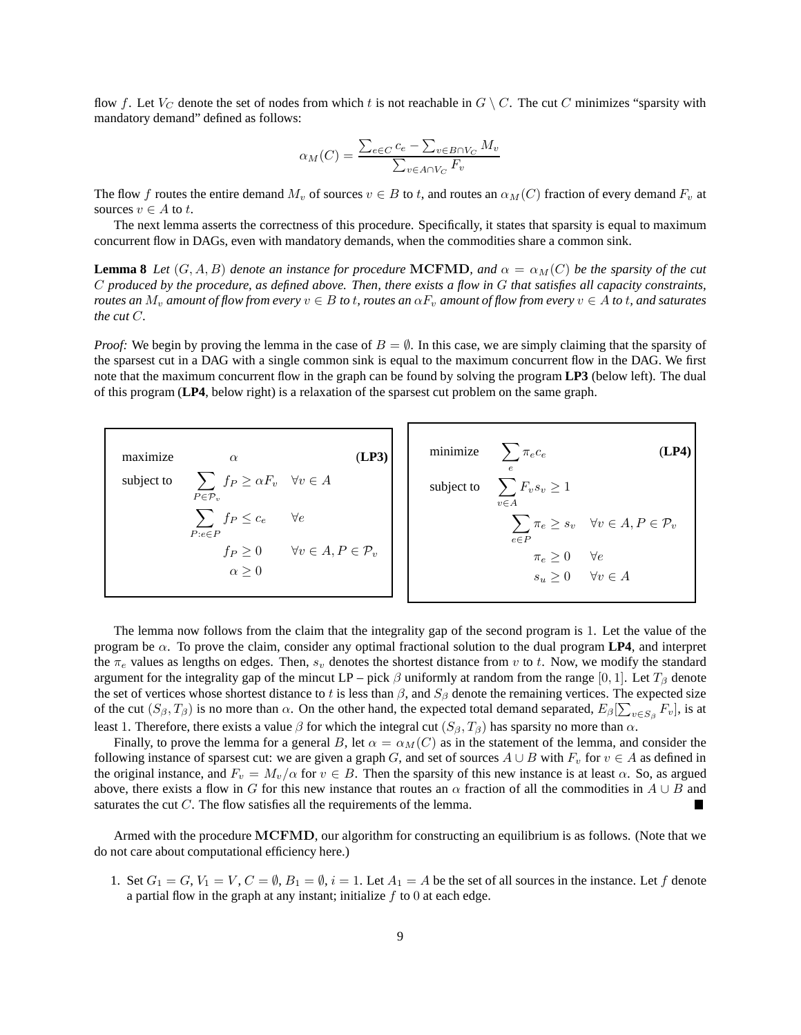flow $f$. Let $V_C$ denote the set of nodes from which $t$ is not reachable in $G \setminus C$. The cut $C$ minimizes "sparsity with mandatory demand" defined as follows:

$$\alpha_M(C) = \frac{\sum_{e \in C} c_e - \sum_{v \in B \cap V_C} M_v}{\sum_{v \in A \cap V_C} F_v}$$

The flow $f$ routes the entire demand $M_v$ of sources $v \in B$ to $t$, and routes an $\alpha_M(C)$ fraction of every demand $F_v$ at sources $v \in A$ to $t$.

The next lemma asserts the correctness of this procedure. Specifically, it states that sparsity is equal to maximum concurrent flow in DAGs, even with mandatory demands, when the commodities share a common sink.

**Lemma 8** *Let $(G, A, B)$ denote an instance for procedure* MCFMD*, and $\alpha = \alpha_M(C)$ be the sparsity of the cut $C$ produced by the procedure, as defined above. Then, there exists a flow in $G$ that satisfies all capacity constraints, routes an $M_v$ amount of flow from every $v \in B$ to $t$, routes an $\alpha F_v$ amount of flow from every $v \in A$ to $t$, and saturates the cut $C$.*

*Proof:* We begin by proving the lemma in the case of $B = \emptyset$. In this case, we are simply claiming that the sparsity of the sparsest cut in a DAG with a single common sink is equal to the maximum concurrent flow in the DAG. We first note that the maximum concurrent flow in the graph can be found by solving the program **LP3** (below left). The dual of this program (**LP4**, below right) is a relaxation of the sparsest cut problem on the same graph.

**(LP3)**

$$\begin{aligned}
\text{maximize} \quad & \alpha \\
\text{subject to} \quad & \sum_{P \in \mathcal{P}_v} f_P \geq \alpha F_v \quad \forall v \in A \\
& \sum_{P : e \in P} f_P \leq c_e \quad \forall e \\
& f_P \geq 0 \quad \forall v \in A, P \in \mathcal{P}_v \\
& \alpha \geq 0
\end{aligned}$$

**(LP4)**

$$\begin{aligned}
\text{minimize} \quad & \sum_e \pi_e c_e \\
\text{subject to} \quad & \sum_{v \in A} F_v s_v \geq 1 \\
& \sum_{e \in P} \pi_e \geq s_v \quad \forall v \in A, P \in \mathcal{P}_v \\
& \pi_e \geq 0 \quad \forall e \\
& s_u \geq 0 \quad \forall v \in A
\end{aligned}$$

The lemma now follows from the claim that the integrality gap of the second program is 1. Let the value of the program be $\alpha$. To prove the claim, consider any optimal fractional solution to the dual program **LP4**, and interpret the $\pi_e$ values as lengths on edges. Then, $s_v$ denotes the shortest distance from $v$ to $t$. Now, we modify the standard argument for the integrality gap of the mincut LP – pick $\beta$ uniformly at random from the range $[0, 1]$. Let $T_\beta$ denote the set of vertices whose shortest distance to $t$ is less than $\beta$, and $S_\beta$ denote the remaining vertices. The expected size of the cut $(S_\beta, T_\beta)$ is no more than $\alpha$. On the other hand, the expected total demand separated, $E_\beta[\sum_{v \in S_\beta} F_v]$, is at least 1. Therefore, there exists a value $\beta$ for which the integral cut $(S_\beta, T_\beta)$ has sparsity no more than $\alpha$.

Finally, to prove the lemma for a general $B$, let $\alpha = \alpha_M(C)$ as in the statement of the lemma, and consider the following instance of sparsest cut: we are given a graph $G$, and set of sources $A \cup B$ with $F_v$ for $v \in A$ as defined in the original instance, and $F_v = M_v/\alpha$ for $v \in B$. Then the sparsity of this new instance is at least $\alpha$. So, as argued above, there exists a flow in $G$ for this new instance that routes an $\alpha$ fraction of all the commodities in $A \cup B$ and saturates the cut $C$. The flow satisfies all the requirements of the lemma. ∎

Armed with the procedure MCFMD, our algorithm for constructing an equilibrium is as follows. (Note that we do not care about computational efficiency here.)

1. Set $G_1 = G$, $V_1 = V$, $C = \emptyset$, $B_1 = \emptyset$, $i = 1$. Let $A_1 = A$ be the set of all sources in the instance. Let $f$ denote a partial flow in the graph at any instant; initialize $f$ to 0 at each edge.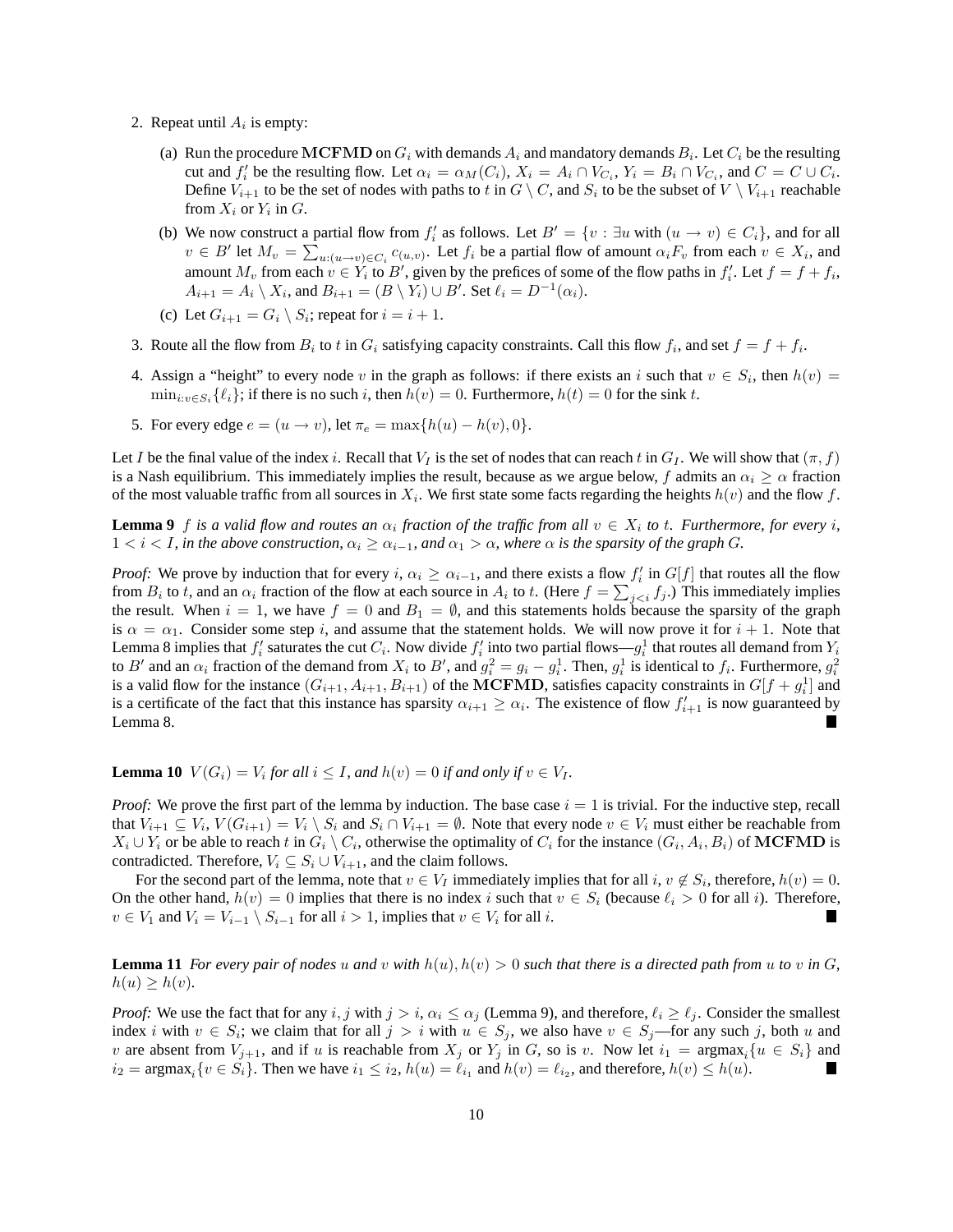2. Repeat until $A_i$ is empty:

   (a) Run the procedure **MCFMD** on $G_i$ with demands $A_i$ and mandatory demands $B_i$. Let $C_i$ be the resulting cut and $f'_i$ be the resulting flow. Let $\alpha_i = \alpha_M(C_i)$, $X_i = A_i \cap V_{C_i}$, $Y_i = B_i \cap V_{C_i}$, and $C = C \cup C_i$. Define $V_{i+1}$ to be the set of nodes with paths to $t$ in $G \setminus C$, and $S_i$ to be the subset of $V \setminus V_{i+1}$ reachable from $X_i$ or $Y_i$ in $G$.

   (b) We now construct a partial flow from $f'_i$ as follows. Let $B' = \{v : \exists u \text{ with } (u \to v) \in C_i\}$, and for all $v \in B'$ let $M_v = \sum_{u:(u \to v) \in C_i} c_{(u,v)}$. Let $f_i$ be a partial flow of amount $\alpha_i F_v$ from each $v \in X_i$, and amount $M_v$ from each $v \in Y_i$ to $B'$, given by the prefices of some of the flow paths in $f'_i$. Let $f = f + f_i$, $A_{i+1} = A_i \setminus X_i$, and $B_{i+1} = (B \setminus Y_i) \cup B'$. Set $\ell_i = D^{-1}(\alpha_i)$.

   (c) Let $G_{i+1} = G_i \setminus S_i$; repeat for $i = i + 1$.

3. Route all the flow from $B_i$ to $t$ in $G_i$ satisfying capacity constraints. Call this flow $f_i$, and set $f = f + f_i$.

4. Assign a "height" to every node $v$ in the graph as follows: if there exists an $i$ such that $v \in S_i$, then $h(v) = \min_{i:v \in S_i}\{\ell_i\}$; if there is no such $i$, then $h(v) = 0$. Furthermore, $h(t) = 0$ for the sink $t$.

5. For every edge $e = (u \to v)$, let $\pi_e = \max\{h(u) - h(v), 0\}$.

Let $I$ be the final value of the index $i$. Recall that $V_I$ is the set of nodes that can reach $t$ in $G_I$. We will show that $(\pi, f)$ is a Nash equilibrium. This immediately implies the result, because as we argue below, $f$ admits an $\alpha_i \geq \alpha$ fraction of the most valuable traffic from all sources in $X_i$. We first state some facts regarding the heights $h(v)$ and the flow $f$.

**Lemma 9** *$f$ is a valid flow and routes an $\alpha_i$ fraction of the traffic from all $v \in X_i$ to $t$. Furthermore, for every $i$, $1 < i < I$, in the above construction, $\alpha_i \geq \alpha_{i-1}$, and $\alpha_1 > \alpha$, where $\alpha$ is the sparsity of the graph $G$.*

*Proof:* We prove by induction that for every $i$, $\alpha_i \geq \alpha_{i-1}$, and there exists a flow $f'_i$ in $G[f]$ that routes all the flow from $B_i$ to $t$, and an $\alpha_i$ fraction of the flow at each source in $A_i$ to $t$. (Here $f = \sum_{j<i} f_j$.) This immediately implies the result. When $i = 1$, we have $f = 0$ and $B_1 = \emptyset$, and this statements holds because the sparsity of the graph is $\alpha = \alpha_1$. Consider some step $i$, and assume that the statement holds. We will now prove it for $i + 1$. Note that Lemma 8 implies that $f'_i$ saturates the cut $C_i$. Now divide $f'_i$ into two partial flows—$g^1_i$ that routes all demand from $Y_i$ to $B'$ and an $\alpha_i$ fraction of the demand from $X_i$ to $B'$, and $g^2_i = g_i - g^1_i$. Then, $g^1_i$ is identical to $f_i$. Furthermore, $g^2_i$ is a valid flow for the instance $(G_{i+1}, A_{i+1}, B_{i+1})$ of the **MCFMD**, satisfies capacity constraints in $G[f + g^1_i]$ and is a certificate of the fact that this instance has sparsity $\alpha_{i+1} \geq \alpha_i$. The existence of flow $f'_{i+1}$ is now guaranteed by Lemma 8. ∎

**Lemma 10** *$V(G_i) = V_i$ for all $i \leq I$, and $h(v) = 0$ if and only if $v \in V_I$.*

*Proof:* We prove the first part of the lemma by induction. The base case $i = 1$ is trivial. For the inductive step, recall that $V_{i+1} \subseteq V_i$, $V(G_{i+1}) = V_i \setminus S_i$ and $S_i \cap V_{i+1} = \emptyset$. Note that every node $v \in V_i$ must either be reachable from $X_i \cup Y_i$ or be able to reach $t$ in $G_i \setminus C_i$, otherwise the optimality of $C_i$ for the instance $(G_i, A_i, B_i)$ of **MCFMD** is contradicted. Therefore, $V_i \subseteq S_i \cup V_{i+1}$, and the claim follows.

For the second part of the lemma, note that $v \in V_I$ immediately implies that for all $i$, $v \notin S_i$, therefore, $h(v) = 0$. On the other hand, $h(v) = 0$ implies that there is no index $i$ such that $v \in S_i$ (because $\ell_i > 0$ for all $i$). Therefore, $v \in V_1$ and $V_i = V_{i-1} \setminus S_{i-1}$ for all $i > 1$, implies that $v \in V_i$ for all $i$. ∎

**Lemma 11** *For every pair of nodes $u$ and $v$ with $h(u), h(v) > 0$ such that there is a directed path from $u$ to $v$ in $G$, $h(u) \geq h(v)$.*

*Proof:* We use the fact that for any $i, j$ with $j > i$, $\alpha_i \leq \alpha_j$ (Lemma 9), and therefore, $\ell_i \geq \ell_j$. Consider the smallest index $i$ with $v \in S_i$; we claim that for all $j > i$ with $u \in S_j$, we also have $v \in S_j$—for any such $j$, both $u$ and $v$ are absent from $V_{j+1}$, and if $u$ is reachable from $X_j$ or $Y_j$ in $G$, so is $v$. Now let $i_1 = \text{argmax}_i\{u \in S_i\}$ and $i_2 = \text{argmax}_i\{v \in S_i\}$. Then we have $i_1 \leq i_2$, $h(u) = \ell_{i_1}$ and $h(v) = \ell_{i_2}$, and therefore, $h(v) \leq h(u)$. ∎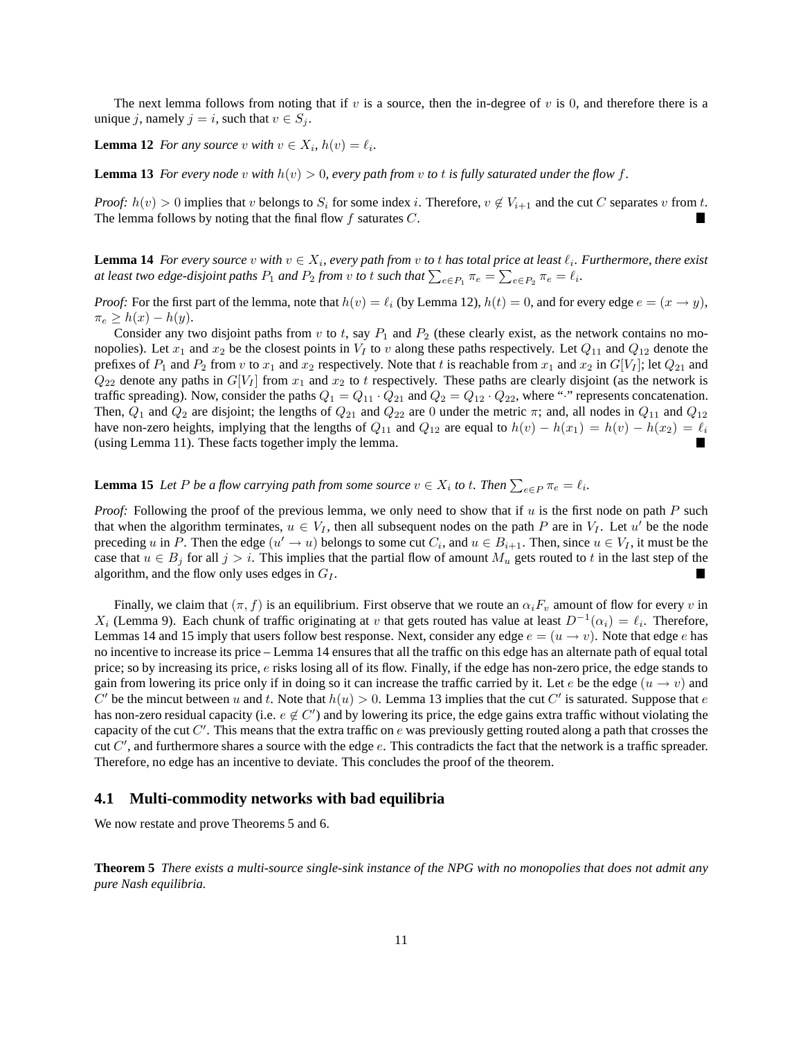The next lemma follows from noting that if $v$ is a source, then the in-degree of $v$ is 0, and therefore there is a unique $j$, namely $j = i$, such that $v \in S_j$.

**Lemma 12** *For any source $v$ with $v \in X_i$, $h(v) = \ell_i$.*

**Lemma 13** *For every node $v$ with $h(v) > 0$, every path from $v$ to $t$ is fully saturated under the flow $f$.*

*Proof:* $h(v) > 0$ implies that $v$ belongs to $S_i$ for some index $i$. Therefore, $v \notin V_{i+1}$ and the cut $C$ separates $v$ from $t$. The lemma follows by noting that the final flow $f$ saturates $C$. ■

**Lemma 14** *For every source $v$ with $v \in X_i$, every path from $v$ to $t$ has total price at least $\ell_i$. Furthermore, there exist at least two edge-disjoint paths $P_1$ and $P_2$ from $v$ to $t$ such that $\sum_{e \in P_1} \pi_e = \sum_{e \in P_2} \pi_e = \ell_i$.*

*Proof:* For the first part of the lemma, note that $h(v) = \ell_i$ (by Lemma 12), $h(t) = 0$, and for every edge $e = (x \to y)$, $\pi_e \geq h(x) - h(y)$.

Consider any two disjoint paths from $v$ to $t$, say $P_1$ and $P_2$ (these clearly exist, as the network contains no monopolies). Let $x_1$ and $x_2$ be the closest points in $V_I$ to $v$ along these paths respectively. Let $Q_{11}$ and $Q_{12}$ denote the prefixes of $P_1$ and $P_2$ from $v$ to $x_1$ and $x_2$ respectively. Note that $t$ is reachable from $x_1$ and $x_2$ in $G[V_I]$; let $Q_{21}$ and $Q_{22}$ denote any paths in $G[V_I]$ from $x_1$ and $x_2$ to $t$ respectively. These paths are clearly disjoint (as the network is traffic spreading). Now, consider the paths $Q_1 = Q_{11} \cdot Q_{21}$ and $Q_2 = Q_{12} \cdot Q_{22}$, where "$\cdot$" represents concatenation. Then, $Q_1$ and $Q_2$ are disjoint; the lengths of $Q_{21}$ and $Q_{22}$ are 0 under the metric $\pi$; and, all nodes in $Q_{11}$ and $Q_{12}$ have non-zero heights, implying that the lengths of $Q_{11}$ and $Q_{12}$ are equal to $h(v) - h(x_1) = h(v) - h(x_2) = \ell_i$ (using Lemma 11). These facts together imply the lemma. ■

**Lemma 15** *Let $P$ be a flow carrying path from some source $v \in X_i$ to $t$. Then $\sum_{e \in P} \pi_e = \ell_i$.*

*Proof:* Following the proof of the previous lemma, we only need to show that if $u$ is the first node on path $P$ such that when the algorithm terminates, $u \in V_I$, then all subsequent nodes on the path $P$ are in $V_I$. Let $u'$ be the node preceding $u$ in $P$. Then the edge $(u' \to u)$ belongs to some cut $C_i$, and $u \in B_{i+1}$. Then, since $u \in V_I$, it must be the case that $u \in B_j$ for all $j > i$. This implies that the partial flow of amount $M_u$ gets routed to $t$ in the last step of the algorithm, and the flow only uses edges in $G_I$. ■

Finally, we claim that $(\pi, f)$ is an equilibrium. First observe that we route an $\alpha_i F_v$ amount of flow for every $v$ in $X_i$ (Lemma 9). Each chunk of traffic originating at $v$ that gets routed has value at least $D^{-1}(\alpha_i) = \ell_i$. Therefore, Lemmas 14 and 15 imply that users follow best response. Next, consider any edge $e = (u \to v)$. Note that edge $e$ has no incentive to increase its price – Lemma 14 ensures that all the traffic on this edge has an alternate path of equal total price; so by increasing its price, $e$ risks losing all of its flow. Finally, if the edge has non-zero price, the edge stands to gain from lowering its price only if in doing so it can increase the traffic carried by it. Let $e$ be the edge $(u \to v)$ and $C'$ be the mincut between $u$ and $t$. Note that $h(u) > 0$. Lemma 13 implies that the cut $C'$ is saturated. Suppose that $e$ has non-zero residual capacity (i.e. $e \notin C'$) and by lowering its price, the edge gains extra traffic without violating the capacity of the cut $C'$. This means that the extra traffic on $e$ was previously getting routed along a path that crosses the cut $C'$, and furthermore shares a source with the edge $e$. This contradicts the fact that the network is a traffic spreader. Therefore, no edge has an incentive to deviate. This concludes the proof of the theorem.

## 4.1 Multi-commodity networks with bad equilibria

We now restate and prove Theorems 5 and 6.

**Theorem 5** *There exists a multi-source single-sink instance of the NPG with no monopolies that does not admit any pure Nash equilibria.*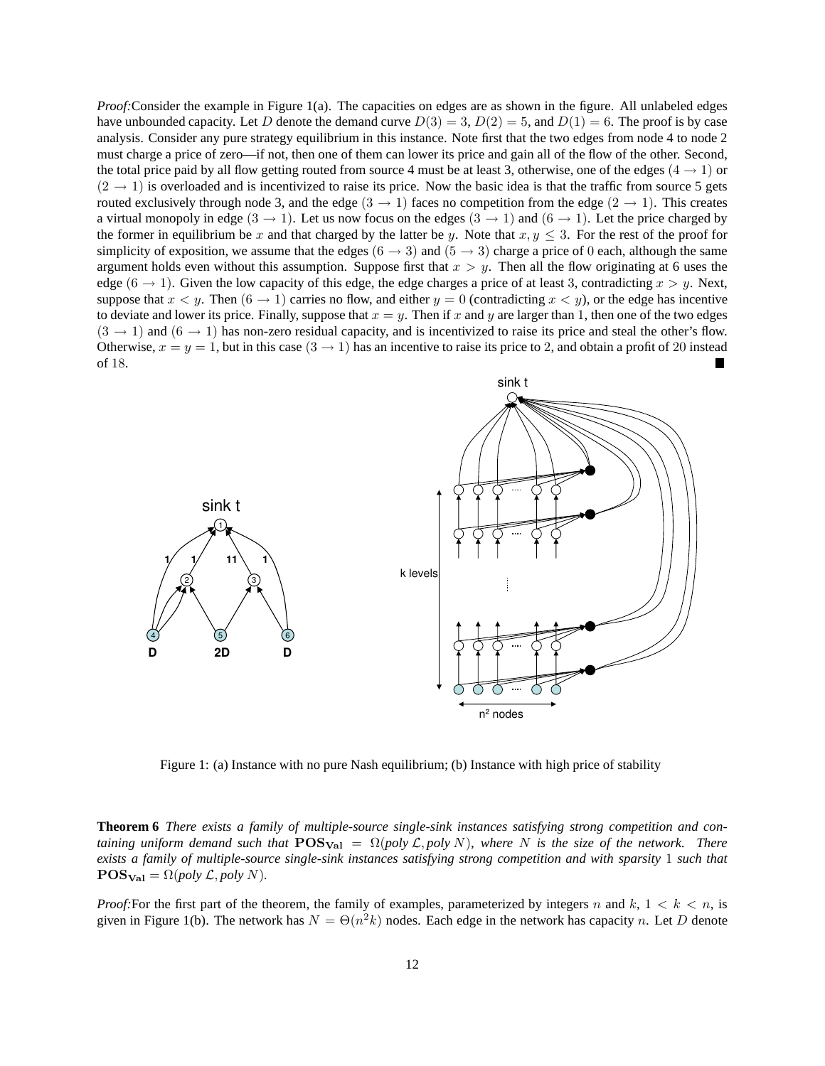*Proof:*Consider the example in Figure 1(a). The capacities on edges are as shown in the figure. All unlabeled edges have unbounded capacity. Let $D$ denote the demand curve $D(3) = 3$, $D(2) = 5$, and $D(1) = 6$. The proof is by case analysis. Consider any pure strategy equilibrium in this instance. Note first that the two edges from node 4 to node 2 must charge a price of zero—if not, then one of them can lower its price and gain all of the flow of the other. Second, the total price paid by all flow getting routed from source 4 must be at least 3, otherwise, one of the edges $(4 \to 1)$ or $(2 \to 1)$ is overloaded and is incentivized to raise its price. Now the basic idea is that the traffic from source 5 gets routed exclusively through node 3, and the edge $(3 \to 1)$ faces no competition from the edge $(2 \to 1)$. This creates a virtual monopoly in edge $(3 \to 1)$. Let us now focus on the edges $(3 \to 1)$ and $(6 \to 1)$. Let the price charged by the former in equilibrium be $x$ and that charged by the latter be $y$. Note that $x, y \leq 3$. For the rest of the proof for simplicity of exposition, we assume that the edges $(6 \to 3)$ and $(5 \to 3)$ charge a price of 0 each, although the same argument holds even without this assumption. Suppose first that $x > y$. Then all the flow originating at 6 uses the edge $(6 \to 1)$. Given the low capacity of this edge, the edge charges a price of at least 3, contradicting $x > y$. Next, suppose that $x < y$. Then $(6 \to 1)$ carries no flow, and either $y = 0$ (contradicting $x < y$), or the edge has incentive to deviate and lower its price. Finally, suppose that $x = y$. Then if $x$ and $y$ are larger than 1, then one of the two edges $(3 \to 1)$ and $(6 \to 1)$ has non-zero residual capacity, and is incentivized to raise its price and steal the other's flow. Otherwise, $x = y = 1$, but in this case $(3 \to 1)$ has an incentive to raise its price to 2, and obtain a profit of 20 instead of 18. ∎

Figure 1: (a) Instance with no pure Nash equilibrium; (b) Instance with high price of stability

**Theorem 6** *There exists a family of multiple-source single-sink instances satisfying strong competition and containing uniform demand such that* $\mathbf{POS_{Val}} = \Omega(\textit{poly}\, \mathcal{L}, \textit{poly}\, N)$*, where $N$ is the size of the network. There exists a family of multiple-source single-sink instances satisfying strong competition and with sparsity* 1 *such that* $\mathbf{POS_{Val}} = \Omega(\textit{poly}\, \mathcal{L}, \textit{poly}\, N)$.

*Proof:*For the first part of the theorem, the family of examples, parameterized by integers $n$ and $k$, $1 < k < n$, is given in Figure 1(b). The network has $N = \Theta(n^2 k)$ nodes. Each edge in the network has capacity $n$. Let $D$ denote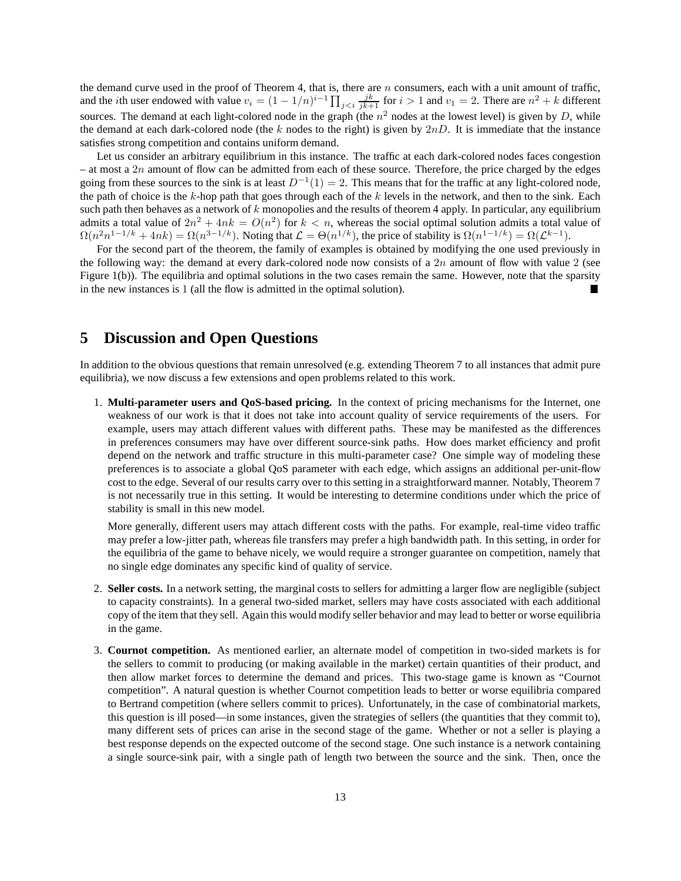the demand curve used in the proof of Theorem 4, that is, there are $n$ consumers, each with a unit amount of traffic, and the $i$th user endowed with value $v_i = (1 - 1/n)^{i-1} \prod_{j<i} \frac{jk}{jk+1}$ for $i > 1$ and $v_1 = 2$. There are $n^2 + k$ different sources. The demand at each light-colored node in the graph (the $n^2$ nodes at the lowest level) is given by $D$, while the demand at each dark-colored node (the $k$ nodes to the right) is given by $2nD$. It is immediate that the instance satisfies strong competition and contains uniform demand.

Let us consider an arbitrary equilibrium in this instance. The traffic at each dark-colored nodes faces congestion – at most a $2n$ amount of flow can be admitted from each of these source. Therefore, the price charged by the edges going from these sources to the sink is at least $D^{-1}(1) = 2$. This means that for the traffic at any light-colored node, the path of choice is the $k$-hop path that goes through each of the $k$ levels in the network, and then to the sink. Each such path then behaves as a network of $k$ monopolies and the results of theorem 4 apply. In particular, any equilibrium admits a total value of $2n^2 + 4nk = O(n^2)$ for $k < n$, whereas the social optimal solution admits a total value of $\Omega(n^2 n^{1-1/k} + 4nk) = \Omega(n^{3-1/k})$. Noting that $\mathcal{L} = \Theta(n^{1/k})$, the price of stability is $\Omega(n^{1-1/k}) = \Omega(\mathcal{L}^{k-1})$.

For the second part of the theorem, the family of examples is obtained by modifying the one used previously in the following way: the demand at every dark-colored node now consists of a $2n$ amount of flow with value 2 (see Figure 1(b)). The equilibria and optimal solutions in the two cases remain the same. However, note that the sparsity in the new instances is 1 (all the flow is admitted in the optimal solution). ■

## 5 Discussion and Open Questions

In addition to the obvious questions that remain unresolved (e.g. extending Theorem 7 to all instances that admit pure equilibria), we now discuss a few extensions and open problems related to this work.

1. **Multi-parameter users and QoS-based pricing.** In the context of pricing mechanisms for the Internet, one weakness of our work is that it does not take into account quality of service requirements of the users. For example, users may attach different values with different paths. These may be manifested as the differences in preferences consumers may have over different source-sink paths. How does market efficiency and profit depend on the network and traffic structure in this multi-parameter case? One simple way of modeling these preferences is to associate a global QoS parameter with each edge, which assigns an additional per-unit-flow cost to the edge. Several of our results carry over to this setting in a straightforward manner. Notably, Theorem 7 is not necessarily true in this setting. It would be interesting to determine conditions under which the price of stability is small in this new model.

   More generally, different users may attach different costs with the paths. For example, real-time video traffic may prefer a low-jitter path, whereas file transfers may prefer a high bandwidth path. In this setting, in order for the equilibria of the game to behave nicely, we would require a stronger guarantee on competition, namely that no single edge dominates any specific kind of quality of service.

2. **Seller costs.** In a network setting, the marginal costs to sellers for admitting a larger flow are negligible (subject to capacity constraints). In a general two-sided market, sellers may have costs associated with each additional copy of the item that they sell. Again this would modify seller behavior and may lead to better or worse equilibria in the game.

3. **Cournot competition.** As mentioned earlier, an alternate model of competition in two-sided markets is for the sellers to commit to producing (or making available in the market) certain quantities of their product, and then allow market forces to determine the demand and prices. This two-stage game is known as "Cournot competition". A natural question is whether Cournot competition leads to better or worse equilibria compared to Bertrand competition (where sellers commit to prices). Unfortunately, in the case of combinatorial markets, this question is ill posed—in some instances, given the strategies of sellers (the quantities that they commit to), many different sets of prices can arise in the second stage of the game. Whether or not a seller is playing a best response depends on the expected outcome of the second stage. One such instance is a network containing a single source-sink pair, with a single path of length two between the source and the sink. Then, once the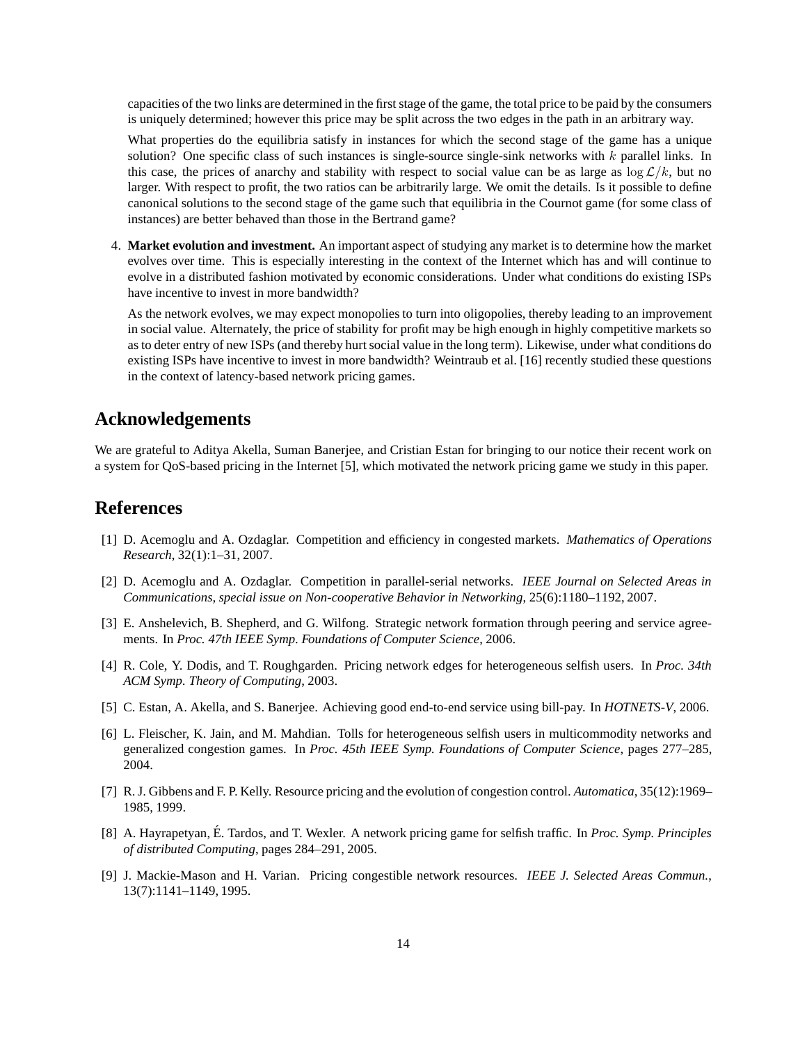capacities of the two links are determined in the first stage of the game, the total price to be paid by the consumers is uniquely determined; however this price may be split across the two edges in the path in an arbitrary way.

What properties do the equilibria satisfy in instances for which the second stage of the game has a unique solution? One specific class of such instances is single-source single-sink networks with $k$ parallel links. In this case, the prices of anarchy and stability with respect to social value can be as large as $\log \mathcal{L}/k$, but no larger. With respect to profit, the two ratios can be arbitrarily large. We omit the details. Is it possible to define canonical solutions to the second stage of the game such that equilibria in the Cournot game (for some class of instances) are better behaved than those in the Bertrand game?

4. **Market evolution and investment.** An important aspect of studying any market is to determine how the market evolves over time. This is especially interesting in the context of the Internet which has and will continue to evolve in a distributed fashion motivated by economic considerations. Under what conditions do existing ISPs have incentive to invest in more bandwidth?

   As the network evolves, we may expect monopolies to turn into oligopolies, thereby leading to an improvement in social value. Alternately, the price of stability for profit may be high enough in highly competitive markets so as to deter entry of new ISPs (and thereby hurt social value in the long term). Likewise, under what conditions do existing ISPs have incentive to invest in more bandwidth? Weintraub et al. [16] recently studied these questions in the context of latency-based network pricing games.

## Acknowledgements

We are grateful to Aditya Akella, Suman Banerjee, and Cristian Estan for bringing to our notice their recent work on a system for QoS-based pricing in the Internet [5], which motivated the network pricing game we study in this paper.

## References

[1] D. Acemoglu and A. Ozdaglar. Competition and efficiency in congested markets. *Mathematics of Operations Research*, 32(1):1–31, 2007.

[2] D. Acemoglu and A. Ozdaglar. Competition in parallel-serial networks. *IEEE Journal on Selected Areas in Communications, special issue on Non-cooperative Behavior in Networking*, 25(6):1180–1192, 2007.

[3] E. Anshelevich, B. Shepherd, and G. Wilfong. Strategic network formation through peering and service agreements. In *Proc. 47th IEEE Symp. Foundations of Computer Science*, 2006.

[4] R. Cole, Y. Dodis, and T. Roughgarden. Pricing network edges for heterogeneous selfish users. In *Proc. 34th ACM Symp. Theory of Computing*, 2003.

[5] C. Estan, A. Akella, and S. Banerjee. Achieving good end-to-end service using bill-pay. In *HOTNETS-V*, 2006.

[6] L. Fleischer, K. Jain, and M. Mahdian. Tolls for heterogeneous selfish users in multicommodity networks and generalized congestion games. In *Proc. 45th IEEE Symp. Foundations of Computer Science*, pages 277–285, 2004.

[7] R. J. Gibbens and F. P. Kelly. Resource pricing and the evolution of congestion control. *Automatica*, 35(12):1969–1985, 1999.

[8] A. Hayrapetyan, É. Tardos, and T. Wexler. A network pricing game for selfish traffic. In *Proc. Symp. Principles of distributed Computing*, pages 284–291, 2005.

[9] J. Mackie-Mason and H. Varian. Pricing congestible network resources. *IEEE J. Selected Areas Commun.*, 13(7):1141–1149, 1995.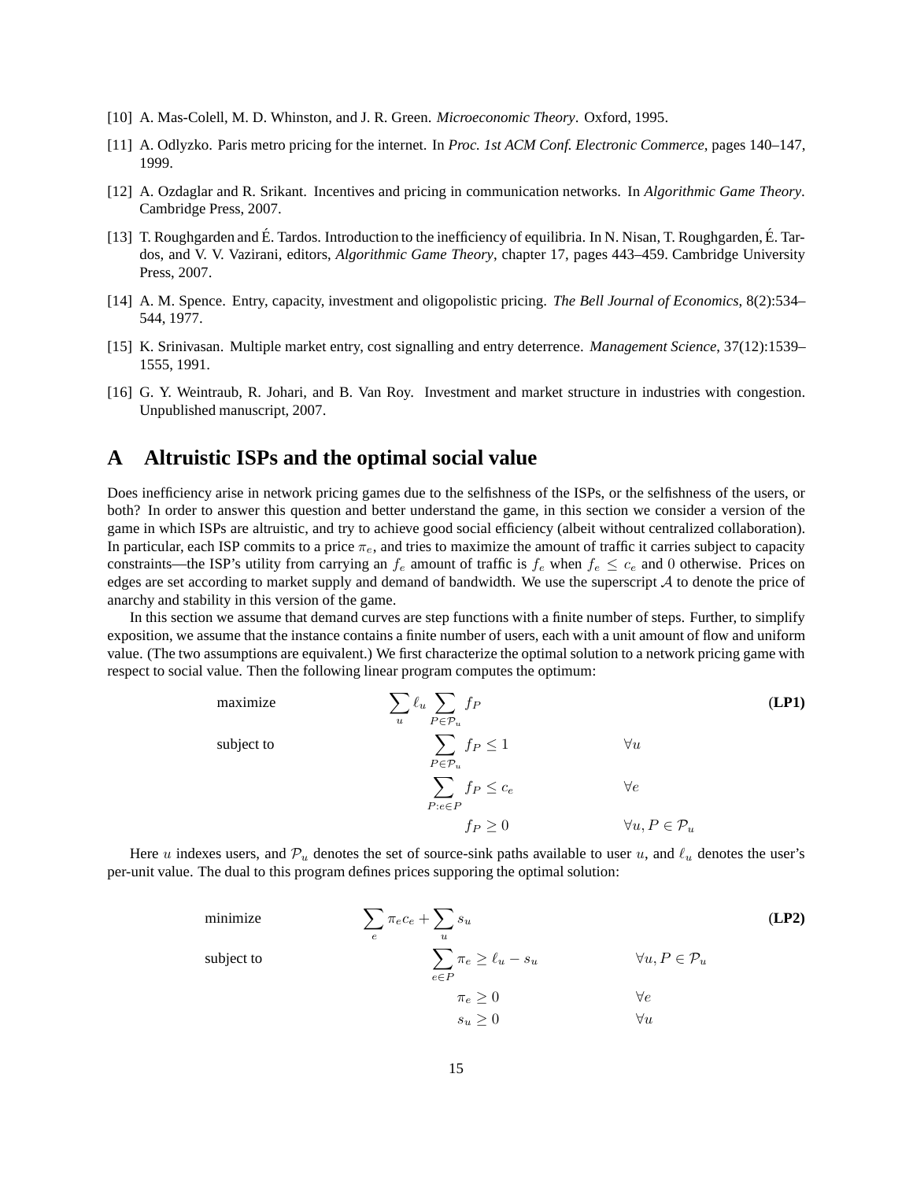[10] A. Mas-Colell, M. D. Whinston, and J. R. Green. *Microeconomic Theory*. Oxford, 1995.

[11] A. Odlyzko. Paris metro pricing for the internet. In *Proc. 1st ACM Conf. Electronic Commerce*, pages 140–147, 1999.

[12] A. Ozdaglar and R. Srikant. Incentives and pricing in communication networks. In *Algorithmic Game Theory*. Cambridge Press, 2007.

[13] T. Roughgarden and É. Tardos. Introduction to the inefficiency of equilibria. In N. Nisan, T. Roughgarden, É. Tardos, and V. V. Vazirani, editors, *Algorithmic Game Theory*, chapter 17, pages 443–459. Cambridge University Press, 2007.

[14] A. M. Spence. Entry, capacity, investment and oligopolistic pricing. *The Bell Journal of Economics*, 8(2):534–544, 1977.

[15] K. Srinivasan. Multiple market entry, cost signalling and entry deterrence. *Management Science*, 37(12):1539–1555, 1991.

[16] G. Y. Weintraub, R. Johari, and B. Van Roy. Investment and market structure in industries with congestion. Unpublished manuscript, 2007.

# A Altruistic ISPs and the optimal social value

Does inefficiency arise in network pricing games due to the selfishness of the ISPs, or the selfishness of the users, or both? In order to answer this question and better understand the game, in this section we consider a version of the game in which ISPs are altruistic, and try to achieve good social efficiency (albeit without centralized collaboration). In particular, each ISP commits to a price $\pi_e$, and tries to maximize the amount of traffic it carries subject to capacity constraints—the ISP's utility from carrying an $f_e$ amount of traffic is $f_e$ when $f_e \leq c_e$ and $0$ otherwise. Prices on edges are set according to market supply and demand of bandwidth. We use the superscript $\mathcal{A}$ to denote the price of anarchy and stability in this version of the game.

In this section we assume that demand curves are step functions with a finite number of steps. Further, to simplify exposition, we assume that the instance contains a finite number of users, each with a unit amount of flow and uniform value. (The two assumptions are equivalent.) We first characterize the optimal solution to a network pricing game with respect to social value. Then the following linear program computes the optimum:

$$
\begin{aligned}
\text{maximize} \quad & \sum_u \ell_u \sum_{P \in \mathcal{P}_u} f_P & & \textbf{(LP1)} \\
\text{subject to} \quad & \sum_{P \in \mathcal{P}_u} f_P \leq 1 & & \forall u \\
& \sum_{P : e \in P} f_P \leq c_e & & \forall e \\
& f_P \geq 0 & & \forall u, P \in \mathcal{P}_u
\end{aligned}
$$

Here $u$ indexes users, and $\mathcal{P}_u$ denotes the set of source-sink paths available to user $u$, and $\ell_u$ denotes the user's per-unit value. The dual to this program defines prices supporing the optimal solution:

$$
\begin{aligned}
\text{minimize} \quad & \sum_e \pi_e c_e + \sum_u s_u & & \textbf{(LP2)} \\
\text{subject to} \quad & \sum_{e \in P} \pi_e \geq \ell_u - s_u & & \forall u, P \in \mathcal{P}_u \\
& \pi_e \geq 0 & & \forall e \\
& s_u \geq 0 & & \forall u
\end{aligned}
$$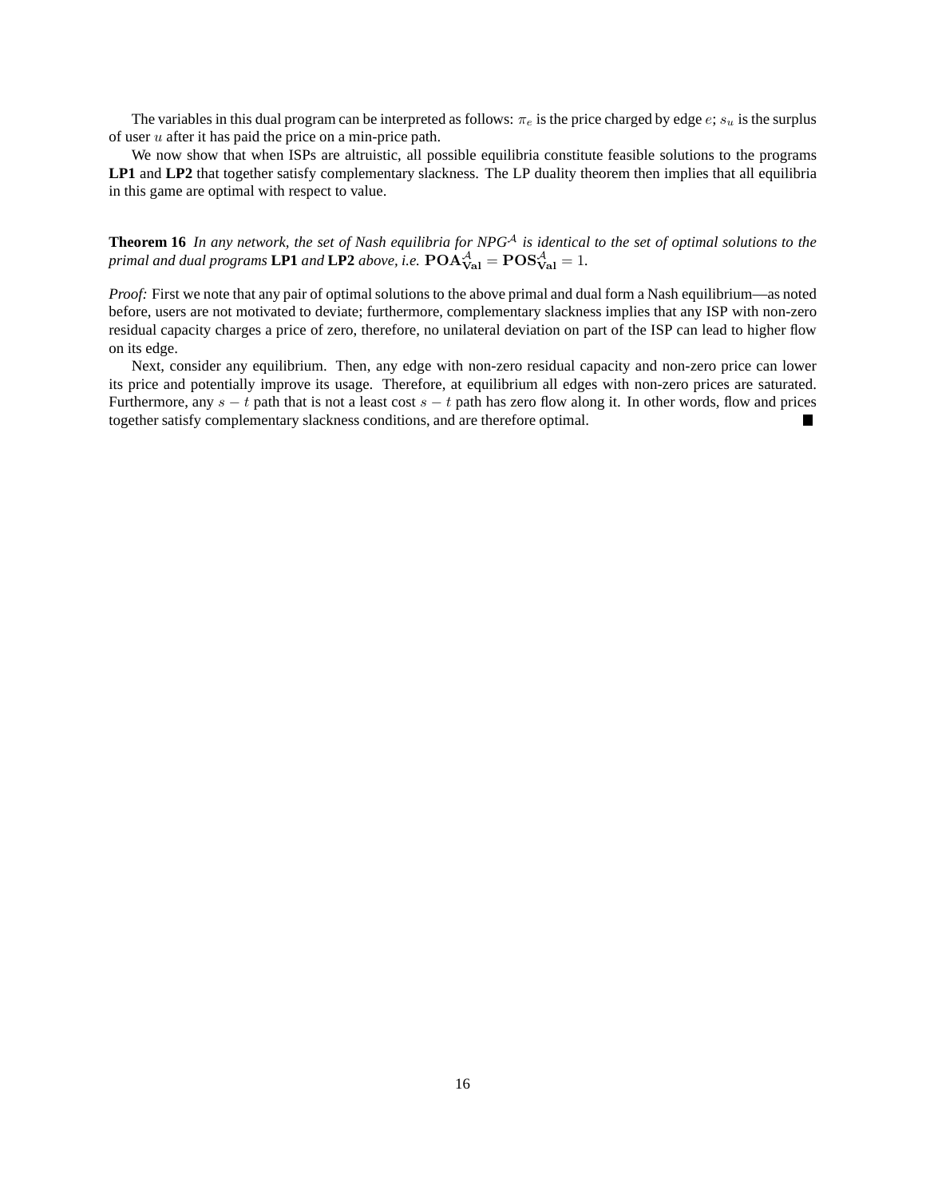The variables in this dual program can be interpreted as follows: $\pi_e$ is the price charged by edge $e$; $s_u$ is the surplus of user $u$ after it has paid the price on a min-price path.

We now show that when ISPs are altruistic, all possible equilibria constitute feasible solutions to the programs **LP1** and **LP2** that together satisfy complementary slackness. The LP duality theorem then implies that all equilibria in this game are optimal with respect to value.

**Theorem 16** *In any network, the set of Nash equilibria for NPG$^{\mathcal{A}}$ is identical to the set of optimal solutions to the primal and dual programs* **LP1** *and* **LP2** *above, i.e.* $\mathbf{POA}^{\mathcal{A}}_{\mathbf{Val}} = \mathbf{POS}^{\mathcal{A}}_{\mathbf{Val}} = 1$.

*Proof:* First we note that any pair of optimal solutions to the above primal and dual form a Nash equilibrium—as noted before, users are not motivated to deviate; furthermore, complementary slackness implies that any ISP with non-zero residual capacity charges a price of zero, therefore, no unilateral deviation on part of the ISP can lead to higher flow on its edge.

Next, consider any equilibrium. Then, any edge with non-zero residual capacity and non-zero price can lower its price and potentially improve its usage. Therefore, at equilibrium all edges with non-zero prices are saturated. Furthermore, any $s - t$ path that is not a least cost $s - t$ path has zero flow along it. In other words, flow and prices together satisfy complementary slackness conditions, and are therefore optimal. ∎